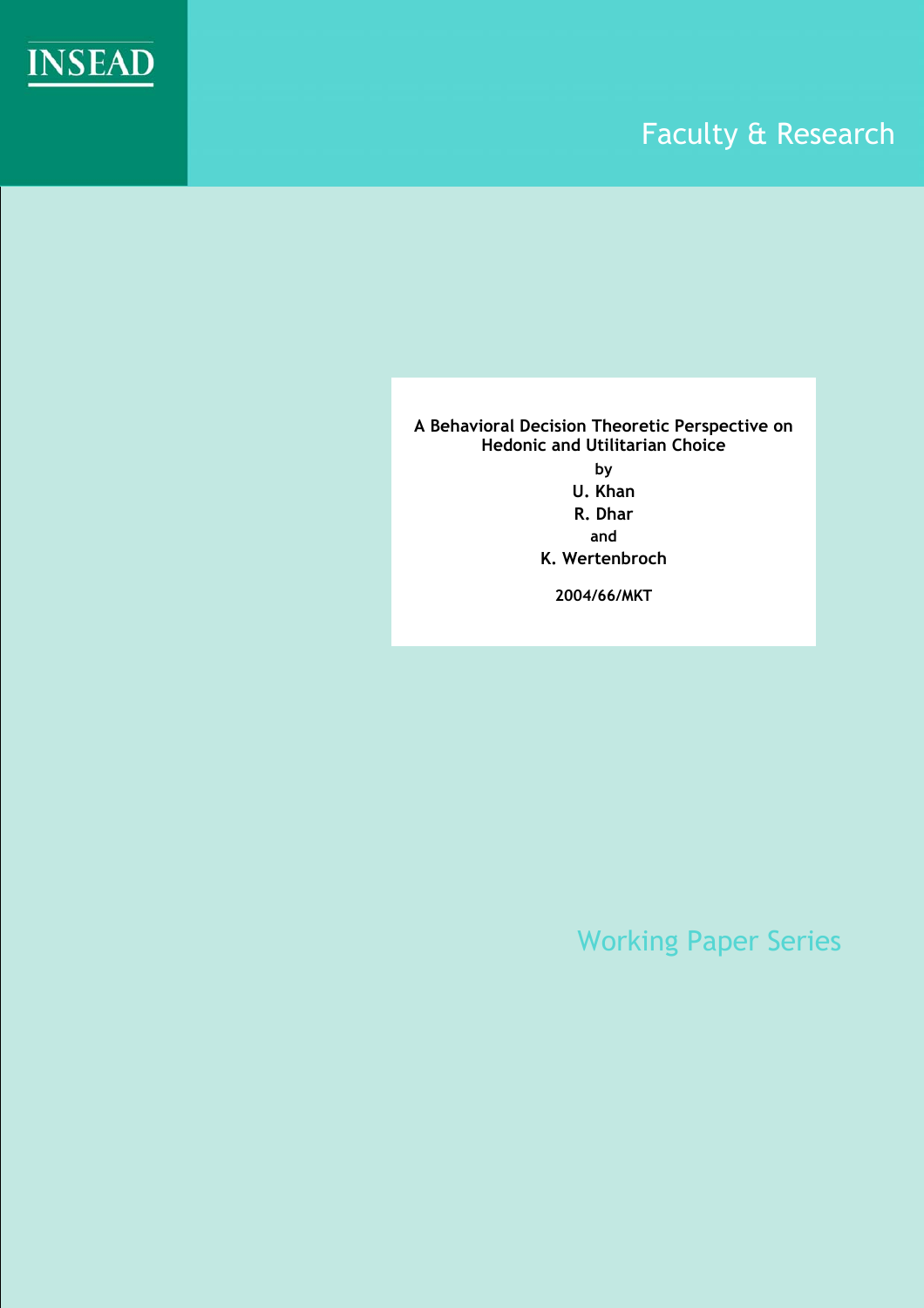INSEAD

Faculty & Research

# A Behavioral Decision Theoretic Perspective on Hedonic and Utilitarian Choice

by

U. Khan

R. Dhar

and

K. Wertenbroch

2004/66/MKT

Working Paper Series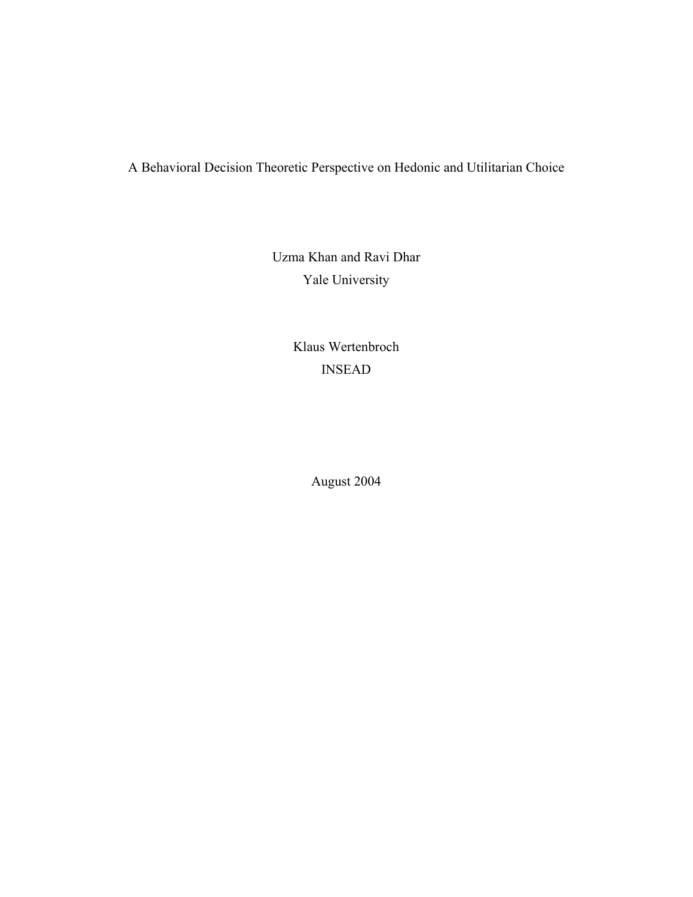# A Behavioral Decision Theoretic Perspective on Hedonic and Utilitarian Choice

Uzma Khan and Ravi Dhar
Yale University

Klaus Wertenbroch
INSEAD

August 2004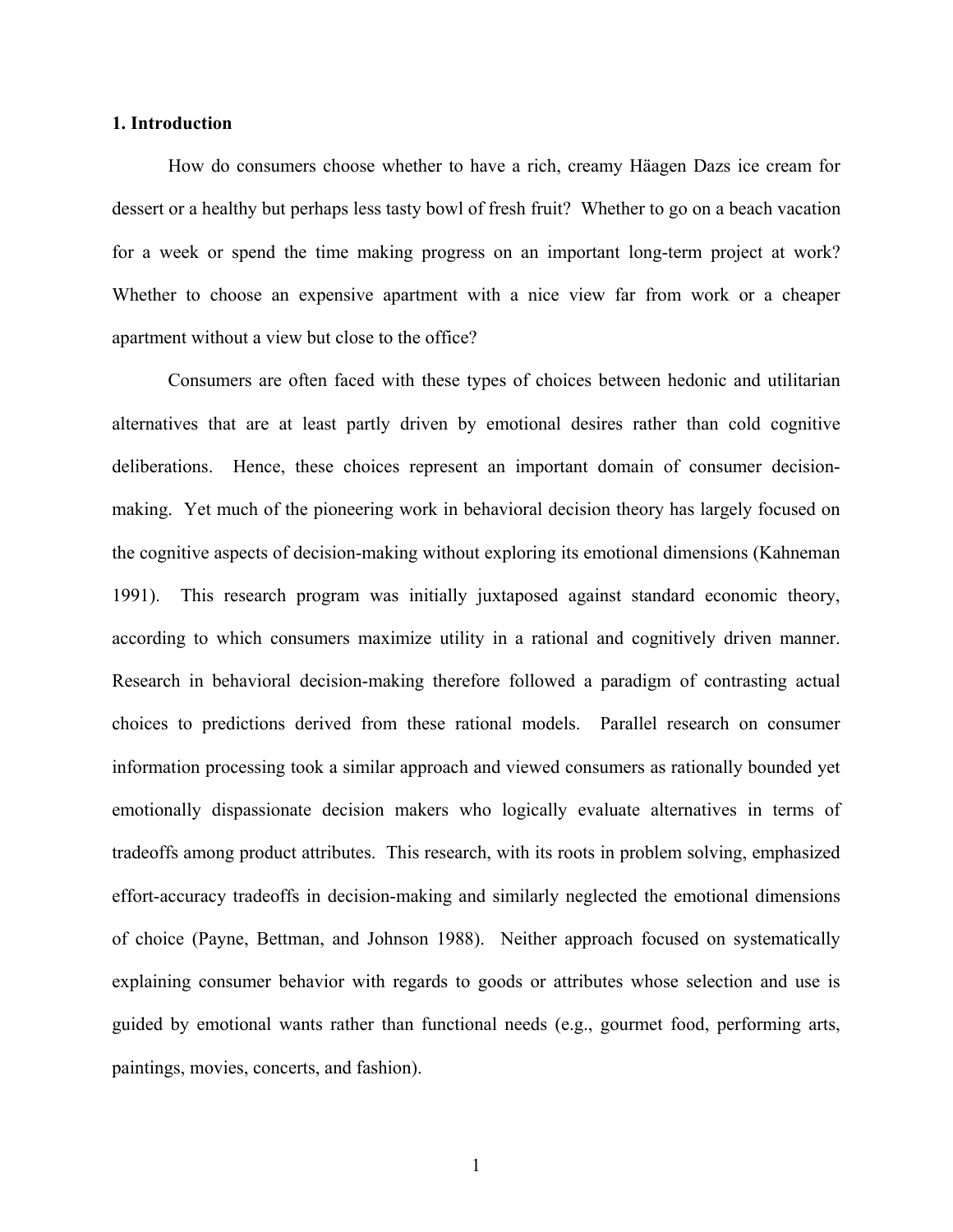## 1. Introduction

How do consumers choose whether to have a rich, creamy Häagen Dazs ice cream for dessert or a healthy but perhaps less tasty bowl of fresh fruit? Whether to go on a beach vacation for a week or spend the time making progress on an important long-term project at work? Whether to choose an expensive apartment with a nice view far from work or a cheaper apartment without a view but close to the office?

Consumers are often faced with these types of choices between hedonic and utilitarian alternatives that are at least partly driven by emotional desires rather than cold cognitive deliberations. Hence, these choices represent an important domain of consumer decision-making. Yet much of the pioneering work in behavioral decision theory has largely focused on the cognitive aspects of decision-making without exploring its emotional dimensions (Kahneman 1991). This research program was initially juxtaposed against standard economic theory, according to which consumers maximize utility in a rational and cognitively driven manner. Research in behavioral decision-making therefore followed a paradigm of contrasting actual choices to predictions derived from these rational models. Parallel research on consumer information processing took a similar approach and viewed consumers as rationally bounded yet emotionally dispassionate decision makers who logically evaluate alternatives in terms of tradeoffs among product attributes. This research, with its roots in problem solving, emphasized effort-accuracy tradeoffs in decision-making and similarly neglected the emotional dimensions of choice (Payne, Bettman, and Johnson 1988). Neither approach focused on systematically explaining consumer behavior with regards to goods or attributes whose selection and use is guided by emotional wants rather than functional needs (e.g., gourmet food, performing arts, paintings, movies, concerts, and fashion).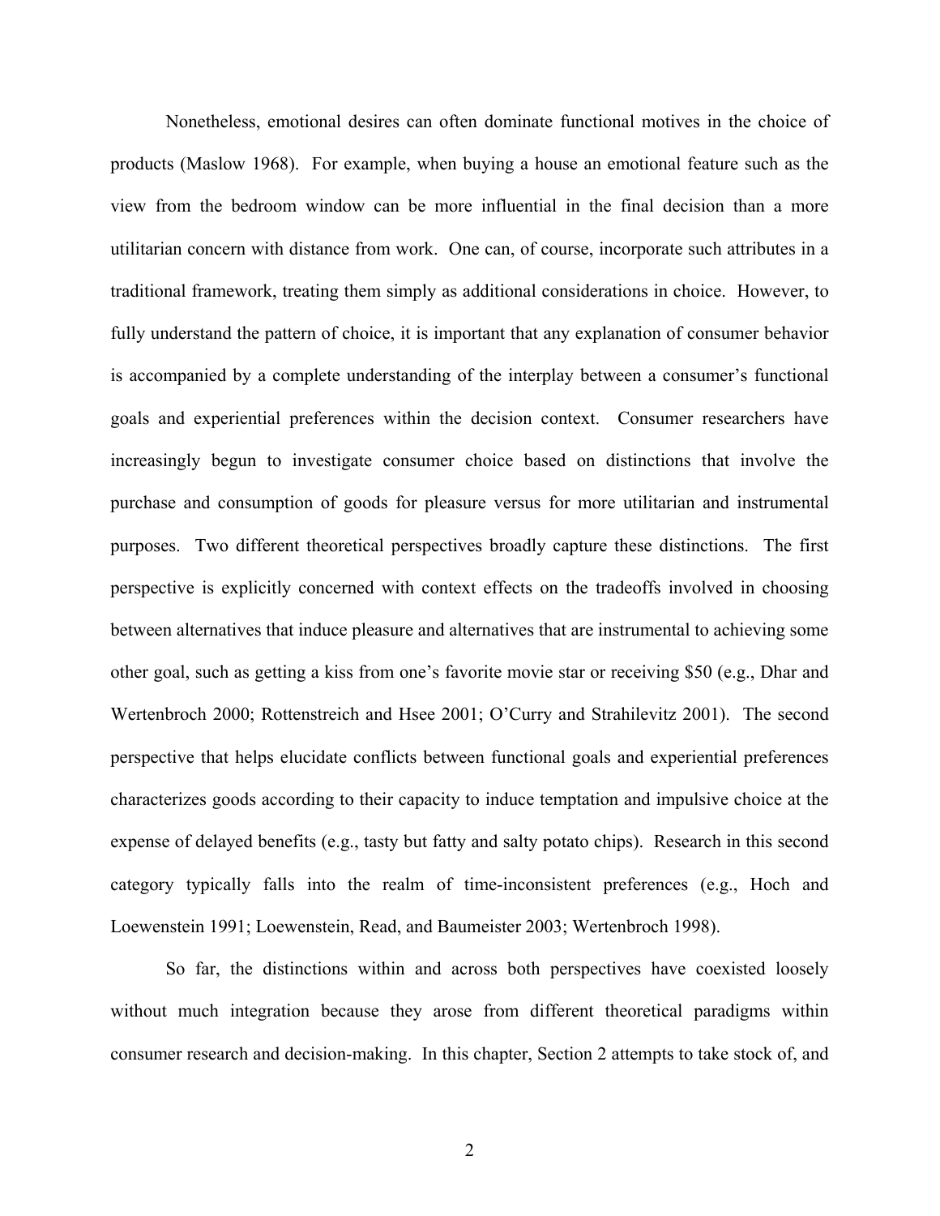Nonetheless, emotional desires can often dominate functional motives in the choice of products (Maslow 1968). For example, when buying a house an emotional feature such as the view from the bedroom window can be more influential in the final decision than a more utilitarian concern with distance from work. One can, of course, incorporate such attributes in a traditional framework, treating them simply as additional considerations in choice. However, to fully understand the pattern of choice, it is important that any explanation of consumer behavior is accompanied by a complete understanding of the interplay between a consumer's functional goals and experiential preferences within the decision context. Consumer researchers have increasingly begun to investigate consumer choice based on distinctions that involve the purchase and consumption of goods for pleasure versus for more utilitarian and instrumental purposes. Two different theoretical perspectives broadly capture these distinctions. The first perspective is explicitly concerned with context effects on the tradeoffs involved in choosing between alternatives that induce pleasure and alternatives that are instrumental to achieving some other goal, such as getting a kiss from one's favorite movie star or receiving $50 (e.g., Dhar and Wertenbroch 2000; Rottenstreich and Hsee 2001; O'Curry and Strahilevitz 2001). The second perspective that helps elucidate conflicts between functional goals and experiential preferences characterizes goods according to their capacity to induce temptation and impulsive choice at the expense of delayed benefits (e.g., tasty but fatty and salty potato chips). Research in this second category typically falls into the realm of time-inconsistent preferences (e.g., Hoch and Loewenstein 1991; Loewenstein, Read, and Baumeister 2003; Wertenbroch 1998).

So far, the distinctions within and across both perspectives have coexisted loosely without much integration because they arose from different theoretical paradigms within consumer research and decision-making. In this chapter, Section 2 attempts to take stock of, and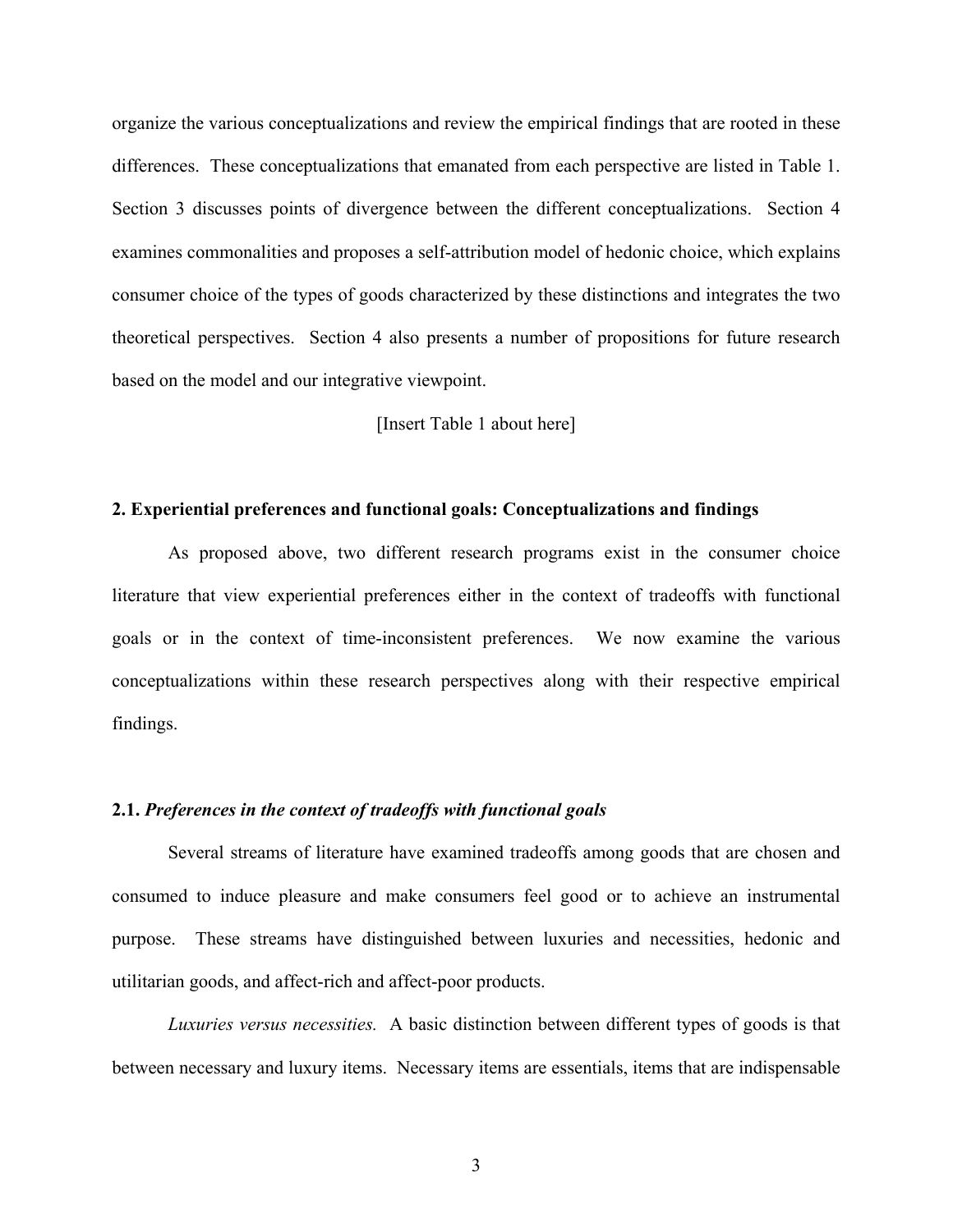organize the various conceptualizations and review the empirical findings that are rooted in these differences. These conceptualizations that emanated from each perspective are listed in Table 1. Section 3 discusses points of divergence between the different conceptualizations. Section 4 examines commonalities and proposes a self-attribution model of hedonic choice, which explains consumer choice of the types of goods characterized by these distinctions and integrates the two theoretical perspectives. Section 4 also presents a number of propositions for future research based on the model and our integrative viewpoint.

[Insert Table 1 about here]

## 2. Experiential preferences and functional goals: Conceptualizations and findings

As proposed above, two different research programs exist in the consumer choice literature that view experiential preferences either in the context of tradeoffs with functional goals or in the context of time-inconsistent preferences. We now examine the various conceptualizations within these research perspectives along with their respective empirical findings.

### 2.1. *Preferences in the context of tradeoffs with functional goals*

Several streams of literature have examined tradeoffs among goods that are chosen and consumed to induce pleasure and make consumers feel good or to achieve an instrumental purpose. These streams have distinguished between luxuries and necessities, hedonic and utilitarian goods, and affect-rich and affect-poor products.

*Luxuries versus necessities.* A basic distinction between different types of goods is that between necessary and luxury items. Necessary items are essentials, items that are indispensable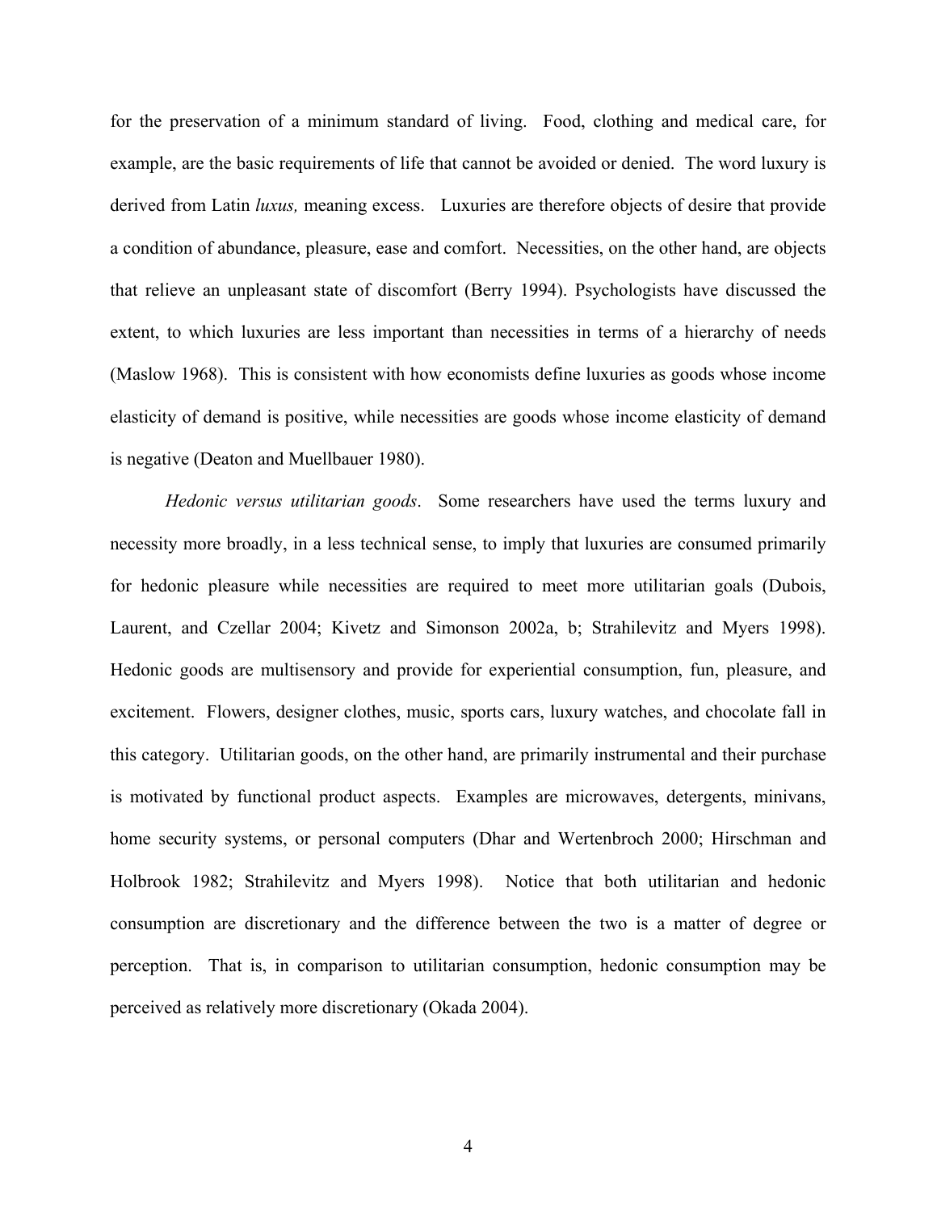for the preservation of a minimum standard of living. Food, clothing and medical care, for example, are the basic requirements of life that cannot be avoided or denied. The word luxury is derived from Latin *luxus,* meaning excess. Luxuries are therefore objects of desire that provide a condition of abundance, pleasure, ease and comfort. Necessities, on the other hand, are objects that relieve an unpleasant state of discomfort (Berry 1994). Psychologists have discussed the extent, to which luxuries are less important than necessities in terms of a hierarchy of needs (Maslow 1968). This is consistent with how economists define luxuries as goods whose income elasticity of demand is positive, while necessities are goods whose income elasticity of demand is negative (Deaton and Muellbauer 1980).

*Hedonic versus utilitarian goods*. Some researchers have used the terms luxury and necessity more broadly, in a less technical sense, to imply that luxuries are consumed primarily for hedonic pleasure while necessities are required to meet more utilitarian goals (Dubois, Laurent, and Czellar 2004; Kivetz and Simonson 2002a, b; Strahilevitz and Myers 1998). Hedonic goods are multisensory and provide for experiential consumption, fun, pleasure, and excitement. Flowers, designer clothes, music, sports cars, luxury watches, and chocolate fall in this category. Utilitarian goods, on the other hand, are primarily instrumental and their purchase is motivated by functional product aspects. Examples are microwaves, detergents, minivans, home security systems, or personal computers (Dhar and Wertenbroch 2000; Hirschman and Holbrook 1982; Strahilevitz and Myers 1998). Notice that both utilitarian and hedonic consumption are discretionary and the difference between the two is a matter of degree or perception. That is, in comparison to utilitarian consumption, hedonic consumption may be perceived as relatively more discretionary (Okada 2004).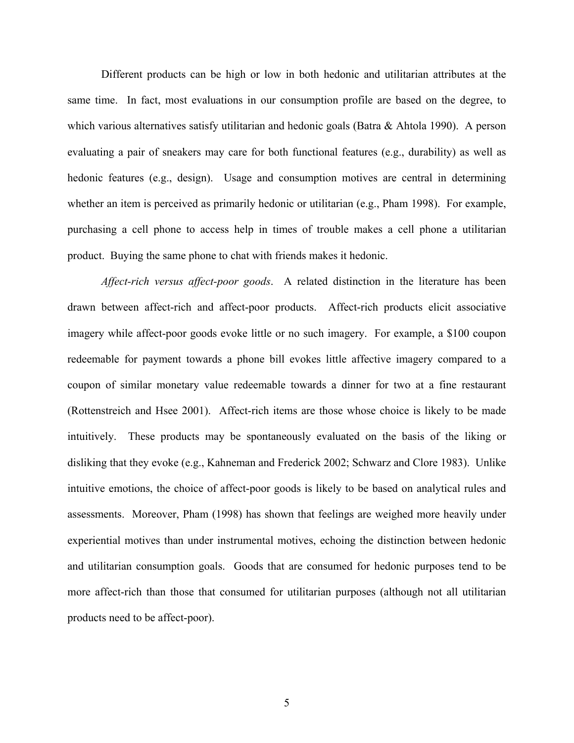Different products can be high or low in both hedonic and utilitarian attributes at the same time. In fact, most evaluations in our consumption profile are based on the degree, to which various alternatives satisfy utilitarian and hedonic goals (Batra & Ahtola 1990). A person evaluating a pair of sneakers may care for both functional features (e.g., durability) as well as hedonic features (e.g., design). Usage and consumption motives are central in determining whether an item is perceived as primarily hedonic or utilitarian (e.g., Pham 1998). For example, purchasing a cell phone to access help in times of trouble makes a cell phone a utilitarian product. Buying the same phone to chat with friends makes it hedonic.

*Affect-rich versus affect-poor goods*. A related distinction in the literature has been drawn between affect-rich and affect-poor products. Affect-rich products elicit associative imagery while affect-poor goods evoke little or no such imagery. For example, a $100 coupon redeemable for payment towards a phone bill evokes little affective imagery compared to a coupon of similar monetary value redeemable towards a dinner for two at a fine restaurant (Rottenstreich and Hsee 2001). Affect-rich items are those whose choice is likely to be made intuitively. These products may be spontaneously evaluated on the basis of the liking or disliking that they evoke (e.g., Kahneman and Frederick 2002; Schwarz and Clore 1983). Unlike intuitive emotions, the choice of affect-poor goods is likely to be based on analytical rules and assessments. Moreover, Pham (1998) has shown that feelings are weighed more heavily under experiential motives than under instrumental motives, echoing the distinction between hedonic and utilitarian consumption goals. Goods that are consumed for hedonic purposes tend to be more affect-rich than those that consumed for utilitarian purposes (although not all utilitarian products need to be affect-poor).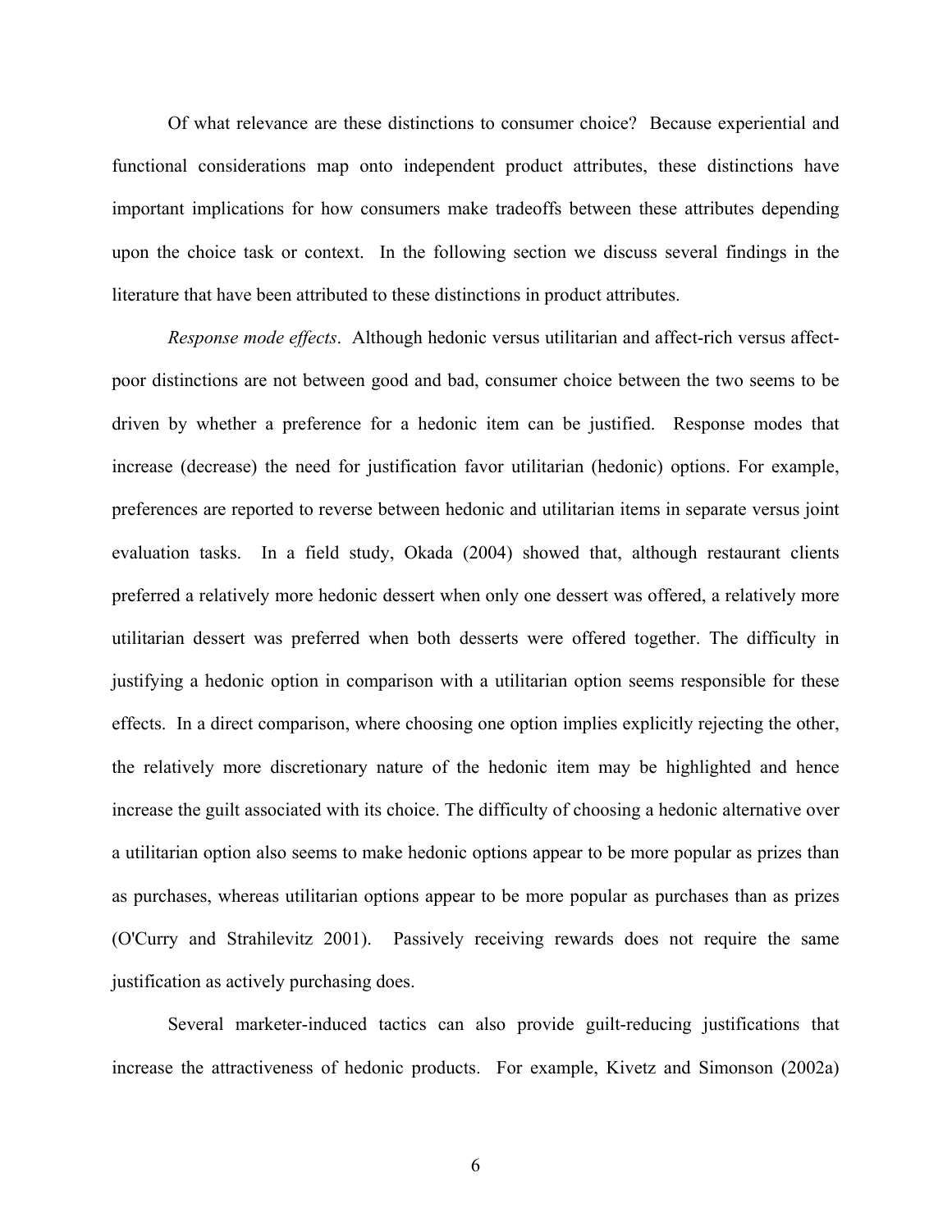Of what relevance are these distinctions to consumer choice? Because experiential and functional considerations map onto independent product attributes, these distinctions have important implications for how consumers make tradeoffs between these attributes depending upon the choice task or context. In the following section we discuss several findings in the literature that have been attributed to these distinctions in product attributes.

*Response mode effects*. Although hedonic versus utilitarian and affect-rich versus affect-poor distinctions are not between good and bad, consumer choice between the two seems to be driven by whether a preference for a hedonic item can be justified. Response modes that increase (decrease) the need for justification favor utilitarian (hedonic) options. For example, preferences are reported to reverse between hedonic and utilitarian items in separate versus joint evaluation tasks. In a field study, Okada (2004) showed that, although restaurant clients preferred a relatively more hedonic dessert when only one dessert was offered, a relatively more utilitarian dessert was preferred when both desserts were offered together. The difficulty in justifying a hedonic option in comparison with a utilitarian option seems responsible for these effects. In a direct comparison, where choosing one option implies explicitly rejecting the other, the relatively more discretionary nature of the hedonic item may be highlighted and hence increase the guilt associated with its choice. The difficulty of choosing a hedonic alternative over a utilitarian option also seems to make hedonic options appear to be more popular as prizes than as purchases, whereas utilitarian options appear to be more popular as purchases than as prizes (O'Curry and Strahilevitz 2001). Passively receiving rewards does not require the same justification as actively purchasing does.

Several marketer-induced tactics can also provide guilt-reducing justifications that increase the attractiveness of hedonic products. For example, Kivetz and Simonson (2002a)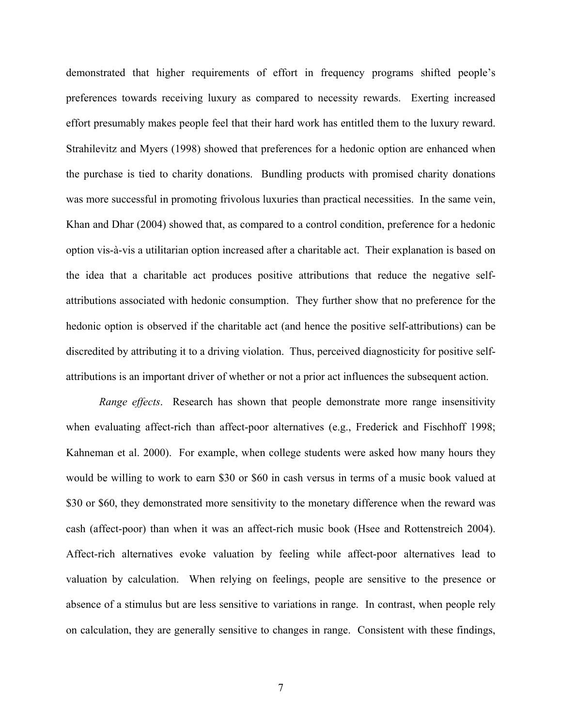demonstrated that higher requirements of effort in frequency programs shifted people's preferences towards receiving luxury as compared to necessity rewards. Exerting increased effort presumably makes people feel that their hard work has entitled them to the luxury reward. Strahilevitz and Myers (1998) showed that preferences for a hedonic option are enhanced when the purchase is tied to charity donations. Bundling products with promised charity donations was more successful in promoting frivolous luxuries than practical necessities. In the same vein, Khan and Dhar (2004) showed that, as compared to a control condition, preference for a hedonic option vis-à-vis a utilitarian option increased after a charitable act. Their explanation is based on the idea that a charitable act produces positive attributions that reduce the negative self-attributions associated with hedonic consumption. They further show that no preference for the hedonic option is observed if the charitable act (and hence the positive self-attributions) can be discredited by attributing it to a driving violation. Thus, perceived diagnosticity for positive self-attributions is an important driver of whether or not a prior act influences the subsequent action.

*Range effects*. Research has shown that people demonstrate more range insensitivity when evaluating affect-rich than affect-poor alternatives (e.g., Frederick and Fischhoff 1998; Kahneman et al. 2000). For example, when college students were asked how many hours they would be willing to work to earn $30 or $60 in cash versus in terms of a music book valued at $30 or $60, they demonstrated more sensitivity to the monetary difference when the reward was cash (affect-poor) than when it was an affect-rich music book (Hsee and Rottenstreich 2004). Affect-rich alternatives evoke valuation by feeling while affect-poor alternatives lead to valuation by calculation. When relying on feelings, people are sensitive to the presence or absence of a stimulus but are less sensitive to variations in range. In contrast, when people rely on calculation, they are generally sensitive to changes in range. Consistent with these findings,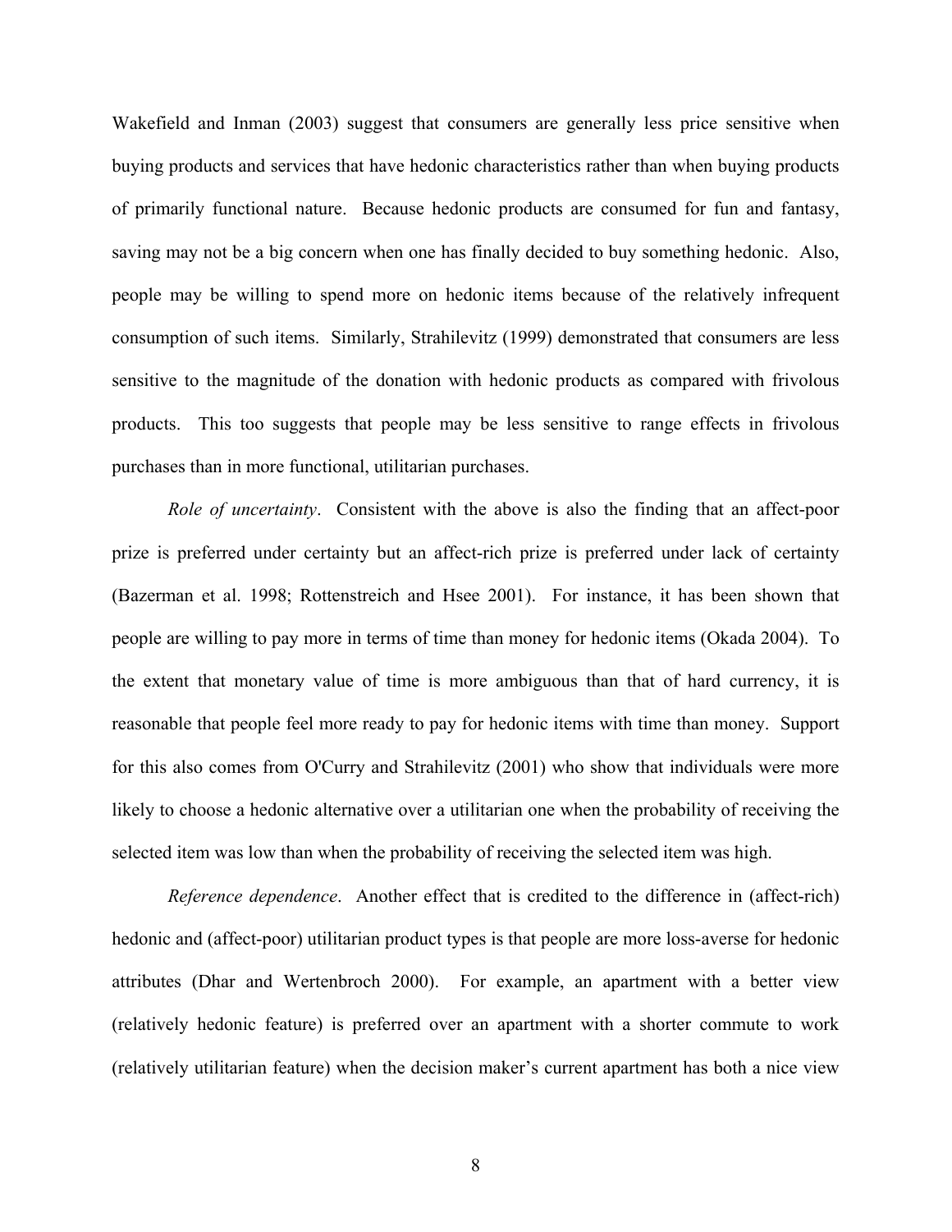Wakefield and Inman (2003) suggest that consumers are generally less price sensitive when buying products and services that have hedonic characteristics rather than when buying products of primarily functional nature. Because hedonic products are consumed for fun and fantasy, saving may not be a big concern when one has finally decided to buy something hedonic. Also, people may be willing to spend more on hedonic items because of the relatively infrequent consumption of such items. Similarly, Strahilevitz (1999) demonstrated that consumers are less sensitive to the magnitude of the donation with hedonic products as compared with frivolous products. This too suggests that people may be less sensitive to range effects in frivolous purchases than in more functional, utilitarian purchases.

*Role of uncertainty*. Consistent with the above is also the finding that an affect-poor prize is preferred under certainty but an affect-rich prize is preferred under lack of certainty (Bazerman et al. 1998; Rottenstreich and Hsee 2001). For instance, it has been shown that people are willing to pay more in terms of time than money for hedonic items (Okada 2004). To the extent that monetary value of time is more ambiguous than that of hard currency, it is reasonable that people feel more ready to pay for hedonic items with time than money. Support for this also comes from O'Curry and Strahilevitz (2001) who show that individuals were more likely to choose a hedonic alternative over a utilitarian one when the probability of receiving the selected item was low than when the probability of receiving the selected item was high.

*Reference dependence*. Another effect that is credited to the difference in (affect-rich) hedonic and (affect-poor) utilitarian product types is that people are more loss-averse for hedonic attributes (Dhar and Wertenbroch 2000). For example, an apartment with a better view (relatively hedonic feature) is preferred over an apartment with a shorter commute to work (relatively utilitarian feature) when the decision maker's current apartment has both a nice view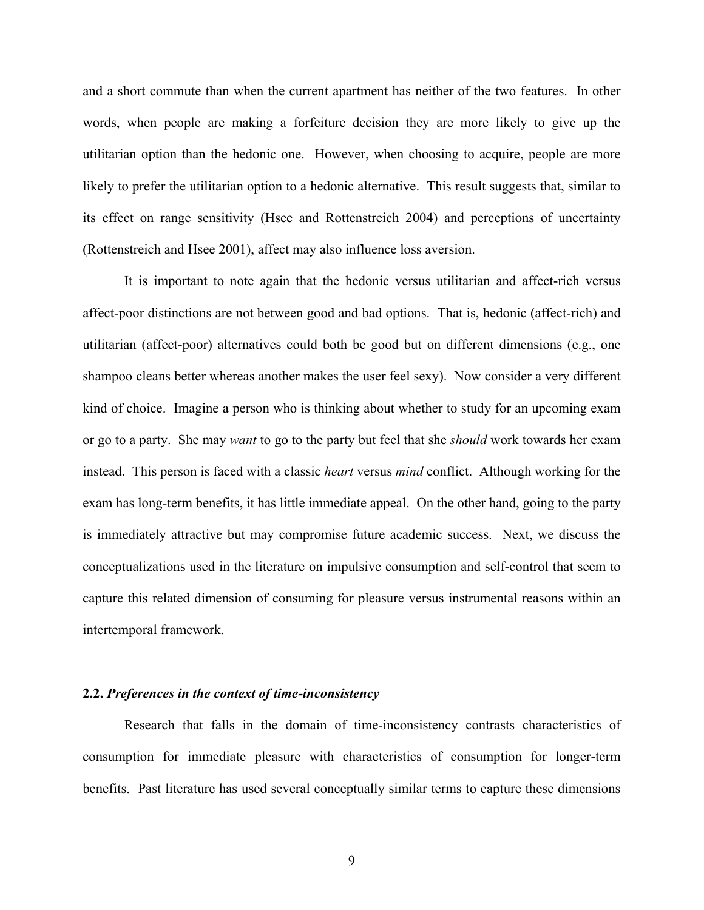and a short commute than when the current apartment has neither of the two features. In other words, when people are making a forfeiture decision they are more likely to give up the utilitarian option than the hedonic one. However, when choosing to acquire, people are more likely to prefer the utilitarian option to a hedonic alternative. This result suggests that, similar to its effect on range sensitivity (Hsee and Rottenstreich 2004) and perceptions of uncertainty (Rottenstreich and Hsee 2001), affect may also influence loss aversion.

It is important to note again that the hedonic versus utilitarian and affect-rich versus affect-poor distinctions are not between good and bad options. That is, hedonic (affect-rich) and utilitarian (affect-poor) alternatives could both be good but on different dimensions (e.g., one shampoo cleans better whereas another makes the user feel sexy). Now consider a very different kind of choice. Imagine a person who is thinking about whether to study for an upcoming exam or go to a party. She may *want* to go to the party but feel that she *should* work towards her exam instead. This person is faced with a classic *heart* versus *mind* conflict. Although working for the exam has long-term benefits, it has little immediate appeal. On the other hand, going to the party is immediately attractive but may compromise future academic success. Next, we discuss the conceptualizations used in the literature on impulsive consumption and self-control that seem to capture this related dimension of consuming for pleasure versus instrumental reasons within an intertemporal framework.

### 2.2. *Preferences in the context of time-inconsistency*

Research that falls in the domain of time-inconsistency contrasts characteristics of consumption for immediate pleasure with characteristics of consumption for longer-term benefits. Past literature has used several conceptually similar terms to capture these dimensions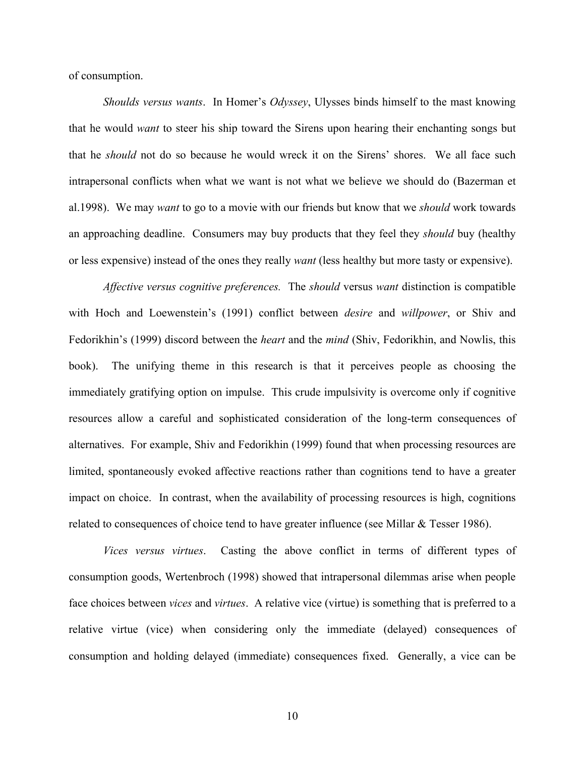of consumption.

*Shoulds versus wants*. In Homer's *Odyssey*, Ulysses binds himself to the mast knowing that he would *want* to steer his ship toward the Sirens upon hearing their enchanting songs but that he *should* not do so because he would wreck it on the Sirens' shores. We all face such intrapersonal conflicts when what we want is not what we believe we should do (Bazerman et al.1998). We may *want* to go to a movie with our friends but know that we *should* work towards an approaching deadline. Consumers may buy products that they feel they *should* buy (healthy or less expensive) instead of the ones they really *want* (less healthy but more tasty or expensive).

*Affective versus cognitive preferences.* The *should* versus *want* distinction is compatible with Hoch and Loewenstein's (1991) conflict between *desire* and *willpower*, or Shiv and Fedorikhin's (1999) discord between the *heart* and the *mind* (Shiv, Fedorikhin, and Nowlis, this book). The unifying theme in this research is that it perceives people as choosing the immediately gratifying option on impulse. This crude impulsivity is overcome only if cognitive resources allow a careful and sophisticated consideration of the long-term consequences of alternatives. For example, Shiv and Fedorikhin (1999) found that when processing resources are limited, spontaneously evoked affective reactions rather than cognitions tend to have a greater impact on choice. In contrast, when the availability of processing resources is high, cognitions related to consequences of choice tend to have greater influence (see Millar & Tesser 1986).

*Vices versus virtues*. Casting the above conflict in terms of different types of consumption goods, Wertenbroch (1998) showed that intrapersonal dilemmas arise when people face choices between *vices* and *virtues*. A relative vice (virtue) is something that is preferred to a relative virtue (vice) when considering only the immediate (delayed) consequences of consumption and holding delayed (immediate) consequences fixed. Generally, a vice can be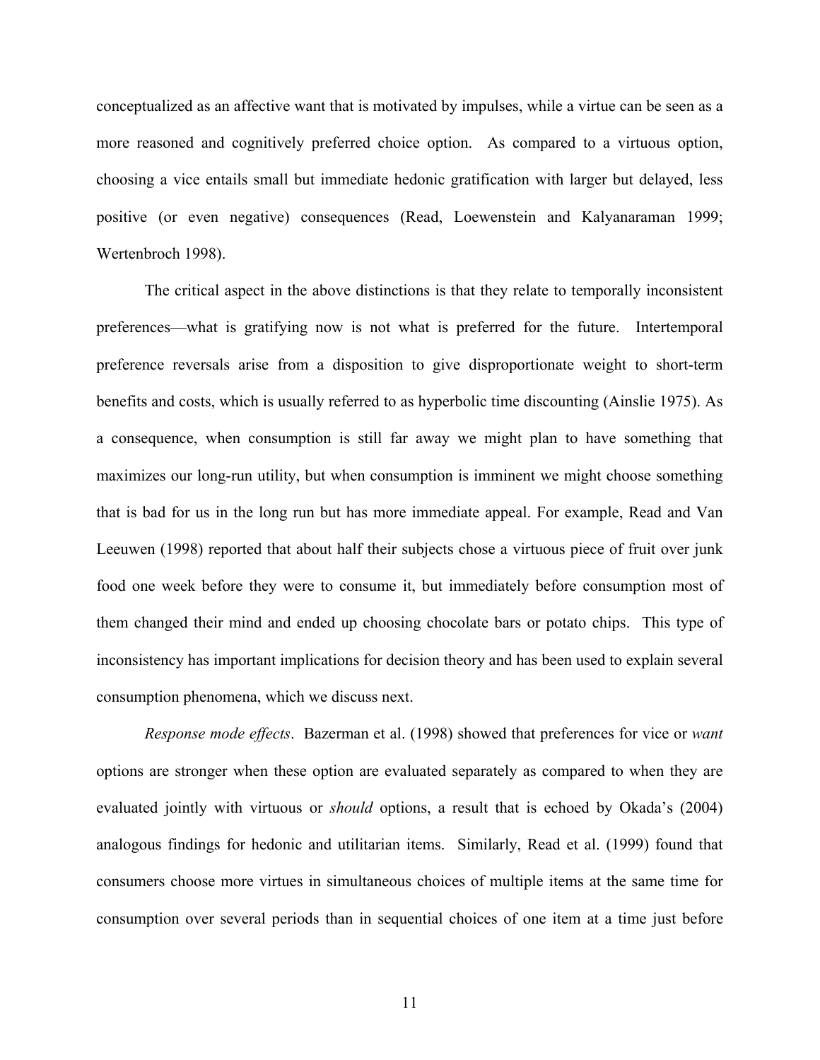conceptualized as an affective want that is motivated by impulses, while a virtue can be seen as a more reasoned and cognitively preferred choice option. As compared to a virtuous option, choosing a vice entails small but immediate hedonic gratification with larger but delayed, less positive (or even negative) consequences (Read, Loewenstein and Kalyanaraman 1999; Wertenbroch 1998).

The critical aspect in the above distinctions is that they relate to temporally inconsistent preferences—what is gratifying now is not what is preferred for the future. Intertemporal preference reversals arise from a disposition to give disproportionate weight to short-term benefits and costs, which is usually referred to as hyperbolic time discounting (Ainslie 1975). As a consequence, when consumption is still far away we might plan to have something that maximizes our long-run utility, but when consumption is imminent we might choose something that is bad for us in the long run but has more immediate appeal. For example, Read and Van Leeuwen (1998) reported that about half their subjects chose a virtuous piece of fruit over junk food one week before they were to consume it, but immediately before consumption most of them changed their mind and ended up choosing chocolate bars or potato chips. This type of inconsistency has important implications for decision theory and has been used to explain several consumption phenomena, which we discuss next.

*Response mode effects*. Bazerman et al. (1998) showed that preferences for vice or *want* options are stronger when these option are evaluated separately as compared to when they are evaluated jointly with virtuous or *should* options, a result that is echoed by Okada's (2004) analogous findings for hedonic and utilitarian items. Similarly, Read et al. (1999) found that consumers choose more virtues in simultaneous choices of multiple items at the same time for consumption over several periods than in sequential choices of one item at a time just before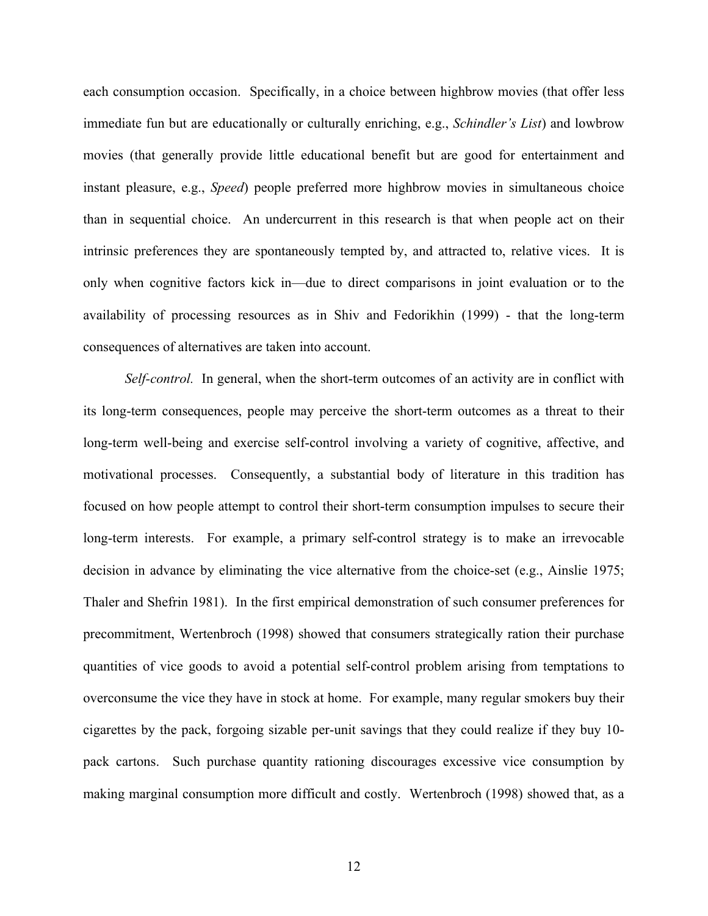each consumption occasion. Specifically, in a choice between highbrow movies (that offer less immediate fun but are educationally or culturally enriching, e.g., *Schindler's List*) and lowbrow movies (that generally provide little educational benefit but are good for entertainment and instant pleasure, e.g., *Speed*) people preferred more highbrow movies in simultaneous choice than in sequential choice. An undercurrent in this research is that when people act on their intrinsic preferences they are spontaneously tempted by, and attracted to, relative vices. It is only when cognitive factors kick in—due to direct comparisons in joint evaluation or to the availability of processing resources as in Shiv and Fedorikhin (1999) - that the long-term consequences of alternatives are taken into account.

*Self-control.* In general, when the short-term outcomes of an activity are in conflict with its long-term consequences, people may perceive the short-term outcomes as a threat to their long-term well-being and exercise self-control involving a variety of cognitive, affective, and motivational processes. Consequently, a substantial body of literature in this tradition has focused on how people attempt to control their short-term consumption impulses to secure their long-term interests. For example, a primary self-control strategy is to make an irrevocable decision in advance by eliminating the vice alternative from the choice-set (e.g., Ainslie 1975; Thaler and Shefrin 1981). In the first empirical demonstration of such consumer preferences for precommitment, Wertenbroch (1998) showed that consumers strategically ration their purchase quantities of vice goods to avoid a potential self-control problem arising from temptations to overconsume the vice they have in stock at home. For example, many regular smokers buy their cigarettes by the pack, forgoing sizable per-unit savings that they could realize if they buy 10-pack cartons. Such purchase quantity rationing discourages excessive vice consumption by making marginal consumption more difficult and costly. Wertenbroch (1998) showed that, as a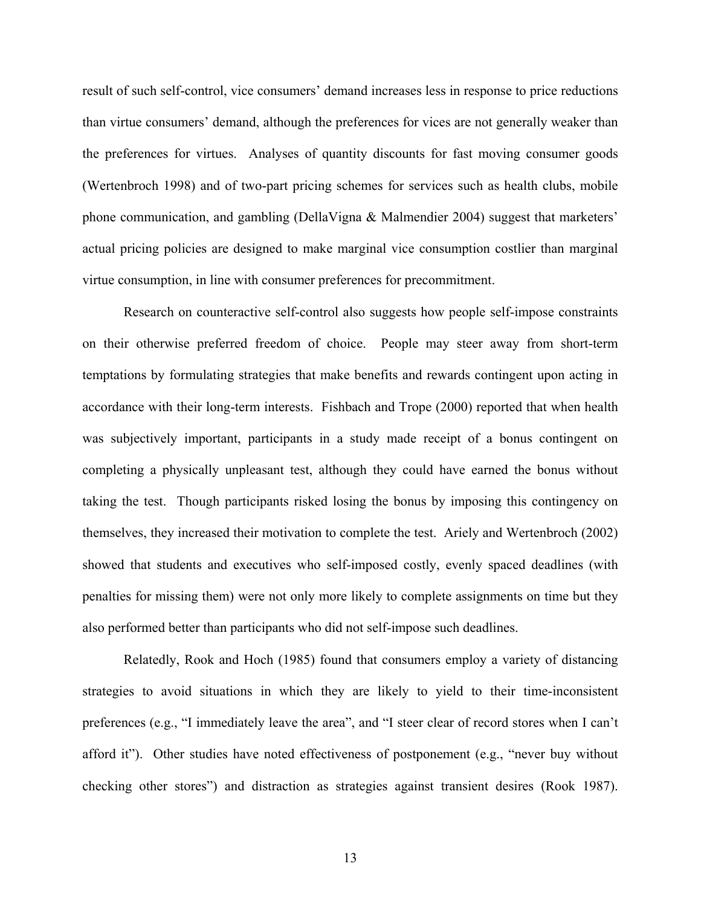result of such self-control, vice consumers' demand increases less in response to price reductions than virtue consumers' demand, although the preferences for vices are not generally weaker than the preferences for virtues. Analyses of quantity discounts for fast moving consumer goods (Wertenbroch 1998) and of two-part pricing schemes for services such as health clubs, mobile phone communication, and gambling (DellaVigna & Malmendier 2004) suggest that marketers' actual pricing policies are designed to make marginal vice consumption costlier than marginal virtue consumption, in line with consumer preferences for precommitment.

Research on counteractive self-control also suggests how people self-impose constraints on their otherwise preferred freedom of choice. People may steer away from short-term temptations by formulating strategies that make benefits and rewards contingent upon acting in accordance with their long-term interests. Fishbach and Trope (2000) reported that when health was subjectively important, participants in a study made receipt of a bonus contingent on completing a physically unpleasant test, although they could have earned the bonus without taking the test. Though participants risked losing the bonus by imposing this contingency on themselves, they increased their motivation to complete the test. Ariely and Wertenbroch (2002) showed that students and executives who self-imposed costly, evenly spaced deadlines (with penalties for missing them) were not only more likely to complete assignments on time but they also performed better than participants who did not self-impose such deadlines.

Relatedly, Rook and Hoch (1985) found that consumers employ a variety of distancing strategies to avoid situations in which they are likely to yield to their time-inconsistent preferences (e.g., "I immediately leave the area", and "I steer clear of record stores when I can't afford it"). Other studies have noted effectiveness of postponement (e.g., "never buy without checking other stores") and distraction as strategies against transient desires (Rook 1987).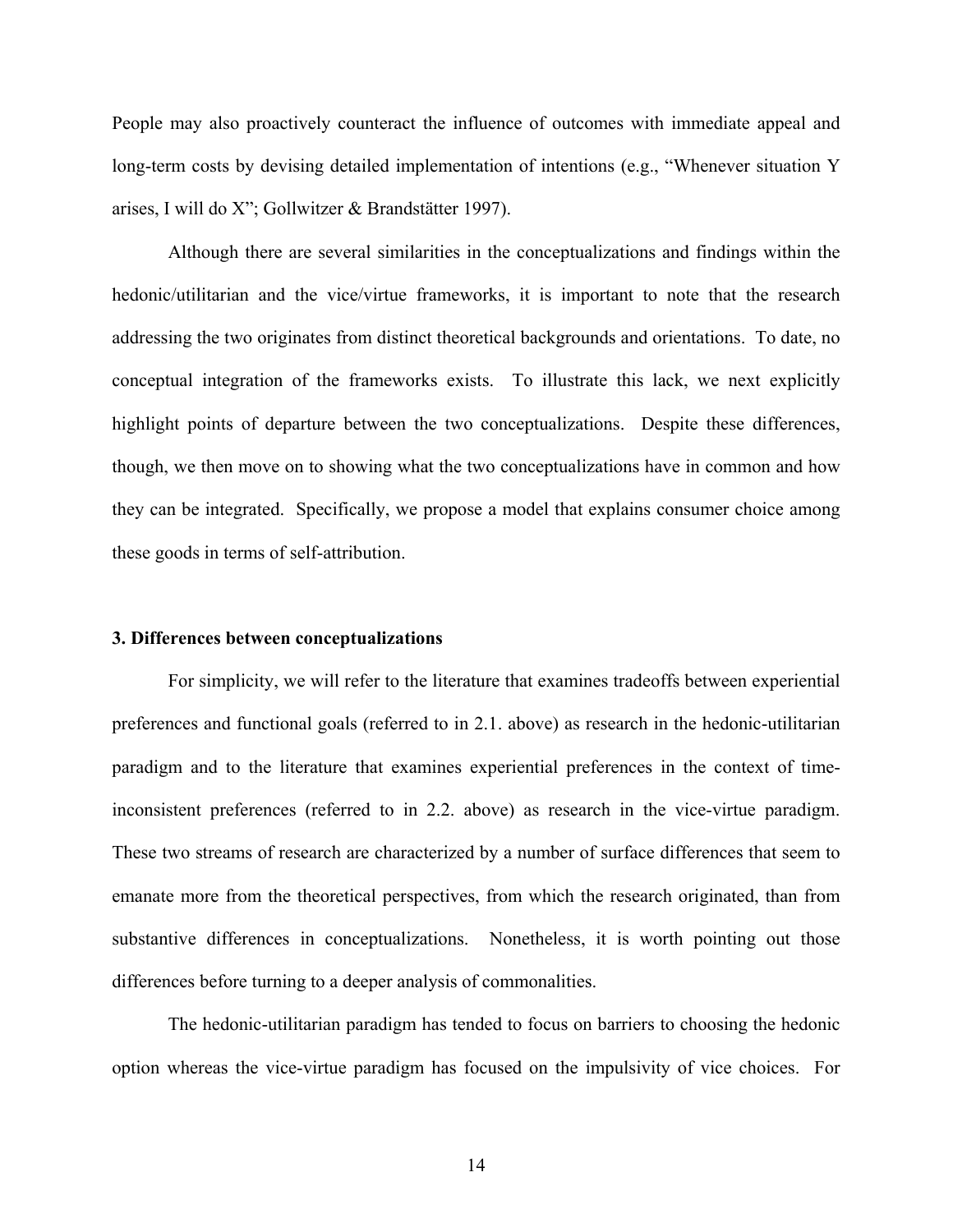People may also proactively counteract the influence of outcomes with immediate appeal and long-term costs by devising detailed implementation of intentions (e.g., "Whenever situation Y arises, I will do X"; Gollwitzer & Brandstätter 1997).

Although there are several similarities in the conceptualizations and findings within the hedonic/utilitarian and the vice/virtue frameworks, it is important to note that the research addressing the two originates from distinct theoretical backgrounds and orientations. To date, no conceptual integration of the frameworks exists. To illustrate this lack, we next explicitly highlight points of departure between the two conceptualizations. Despite these differences, though, we then move on to showing what the two conceptualizations have in common and how they can be integrated. Specifically, we propose a model that explains consumer choice among these goods in terms of self-attribution.

## 3. Differences between conceptualizations

For simplicity, we will refer to the literature that examines tradeoffs between experiential preferences and functional goals (referred to in 2.1. above) as research in the hedonic-utilitarian paradigm and to the literature that examines experiential preferences in the context of time-inconsistent preferences (referred to in 2.2. above) as research in the vice-virtue paradigm. These two streams of research are characterized by a number of surface differences that seem to emanate more from the theoretical perspectives, from which the research originated, than from substantive differences in conceptualizations. Nonetheless, it is worth pointing out those differences before turning to a deeper analysis of commonalities.

The hedonic-utilitarian paradigm has tended to focus on barriers to choosing the hedonic option whereas the vice-virtue paradigm has focused on the impulsivity of vice choices. For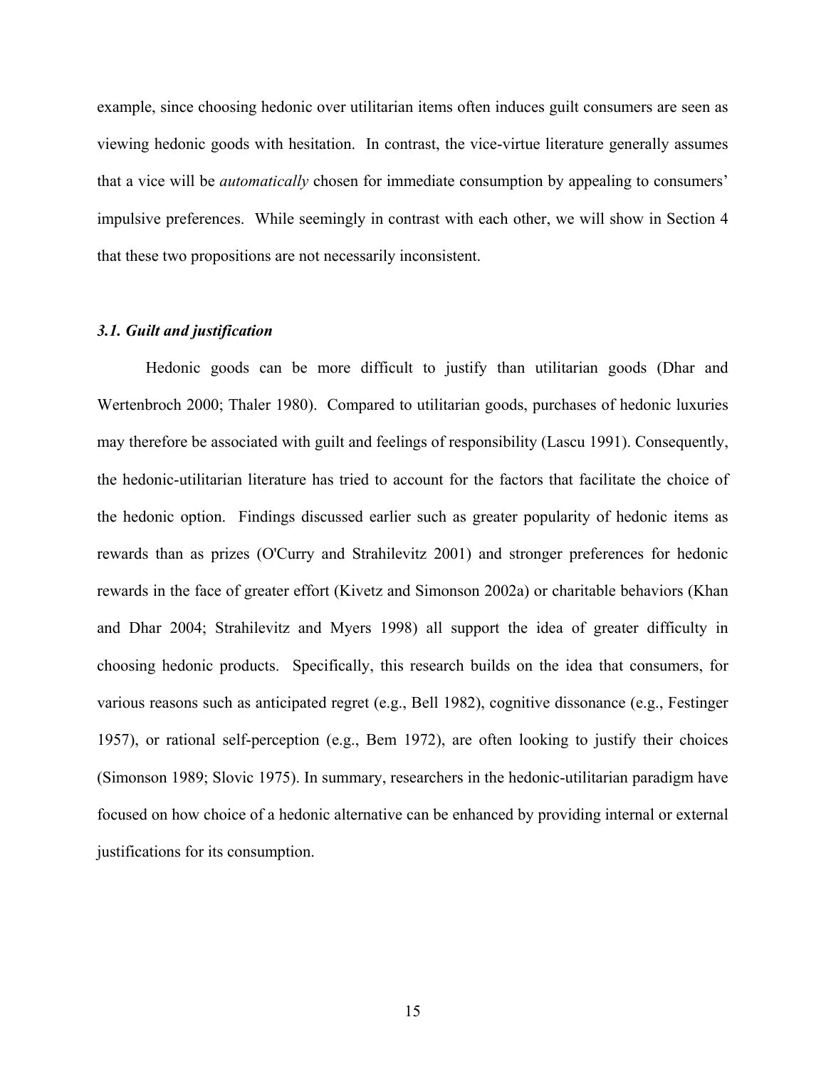example, since choosing hedonic over utilitarian items often induces guilt consumers are seen as viewing hedonic goods with hesitation. In contrast, the vice-virtue literature generally assumes that a vice will be *automatically* chosen for immediate consumption by appealing to consumers' impulsive preferences. While seemingly in contrast with each other, we will show in Section 4 that these two propositions are not necessarily inconsistent.

### *3.1. Guilt and justification*

Hedonic goods can be more difficult to justify than utilitarian goods (Dhar and Wertenbroch 2000; Thaler 1980). Compared to utilitarian goods, purchases of hedonic luxuries may therefore be associated with guilt and feelings of responsibility (Lascu 1991). Consequently, the hedonic-utilitarian literature has tried to account for the factors that facilitate the choice of the hedonic option. Findings discussed earlier such as greater popularity of hedonic items as rewards than as prizes (O'Curry and Strahilevitz 2001) and stronger preferences for hedonic rewards in the face of greater effort (Kivetz and Simonson 2002a) or charitable behaviors (Khan and Dhar 2004; Strahilevitz and Myers 1998) all support the idea of greater difficulty in choosing hedonic products. Specifically, this research builds on the idea that consumers, for various reasons such as anticipated regret (e.g., Bell 1982), cognitive dissonance (e.g., Festinger 1957), or rational self-perception (e.g., Bem 1972), are often looking to justify their choices (Simonson 1989; Slovic 1975). In summary, researchers in the hedonic-utilitarian paradigm have focused on how choice of a hedonic alternative can be enhanced by providing internal or external justifications for its consumption.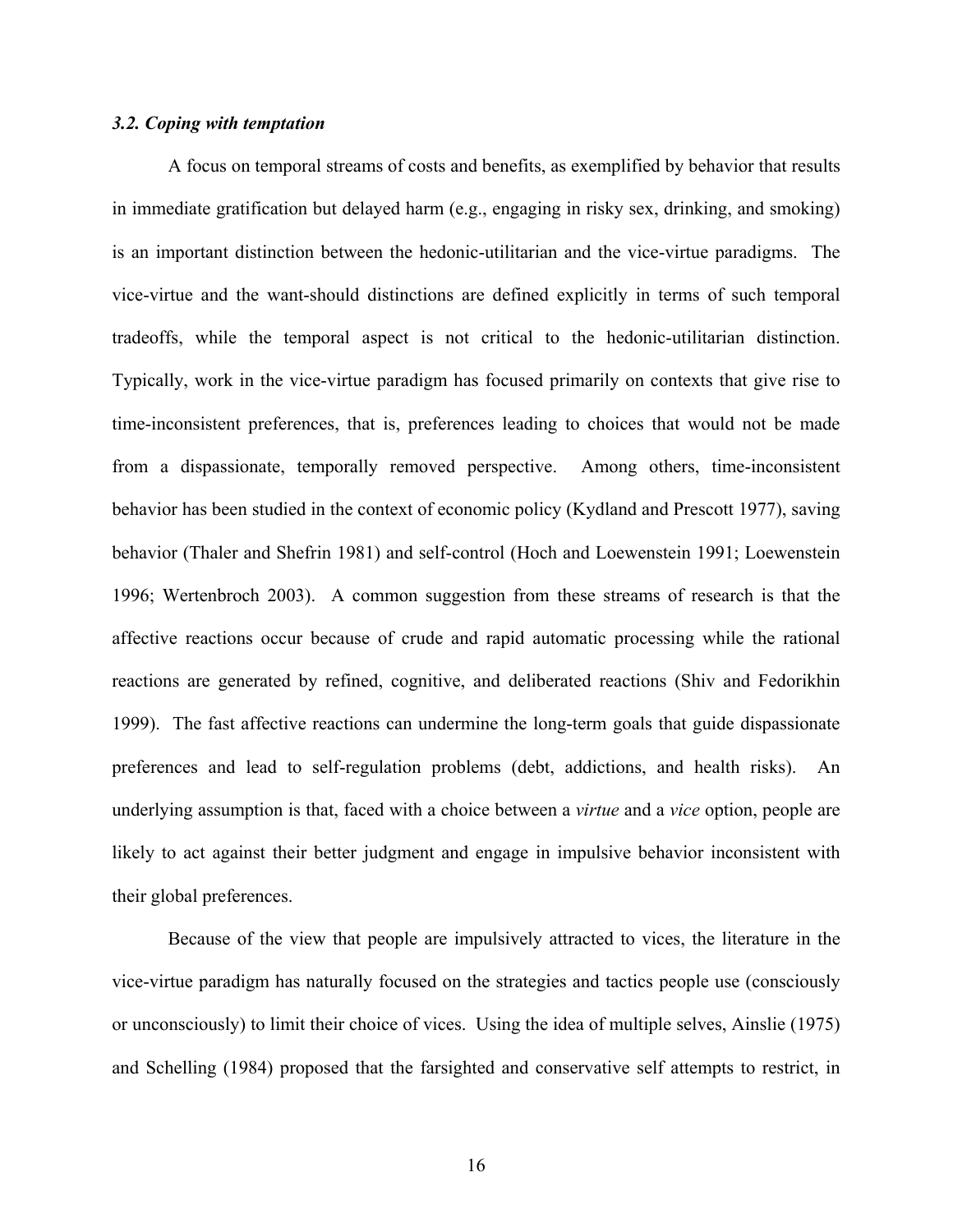### *3.2. Coping with temptation*

A focus on temporal streams of costs and benefits, as exemplified by behavior that results in immediate gratification but delayed harm (e.g., engaging in risky sex, drinking, and smoking) is an important distinction between the hedonic-utilitarian and the vice-virtue paradigms. The vice-virtue and the want-should distinctions are defined explicitly in terms of such temporal tradeoffs, while the temporal aspect is not critical to the hedonic-utilitarian distinction. Typically, work in the vice-virtue paradigm has focused primarily on contexts that give rise to time-inconsistent preferences, that is, preferences leading to choices that would not be made from a dispassionate, temporally removed perspective. Among others, time-inconsistent behavior has been studied in the context of economic policy (Kydland and Prescott 1977), saving behavior (Thaler and Shefrin 1981) and self-control (Hoch and Loewenstein 1991; Loewenstein 1996; Wertenbroch 2003). A common suggestion from these streams of research is that the affective reactions occur because of crude and rapid automatic processing while the rational reactions are generated by refined, cognitive, and deliberated reactions (Shiv and Fedorikhin 1999). The fast affective reactions can undermine the long-term goals that guide dispassionate preferences and lead to self-regulation problems (debt, addictions, and health risks). An underlying assumption is that, faced with a choice between a *virtue* and a *vice* option, people are likely to act against their better judgment and engage in impulsive behavior inconsistent with their global preferences.

Because of the view that people are impulsively attracted to vices, the literature in the vice-virtue paradigm has naturally focused on the strategies and tactics people use (consciously or unconsciously) to limit their choice of vices. Using the idea of multiple selves, Ainslie (1975) and Schelling (1984) proposed that the farsighted and conservative self attempts to restrict, in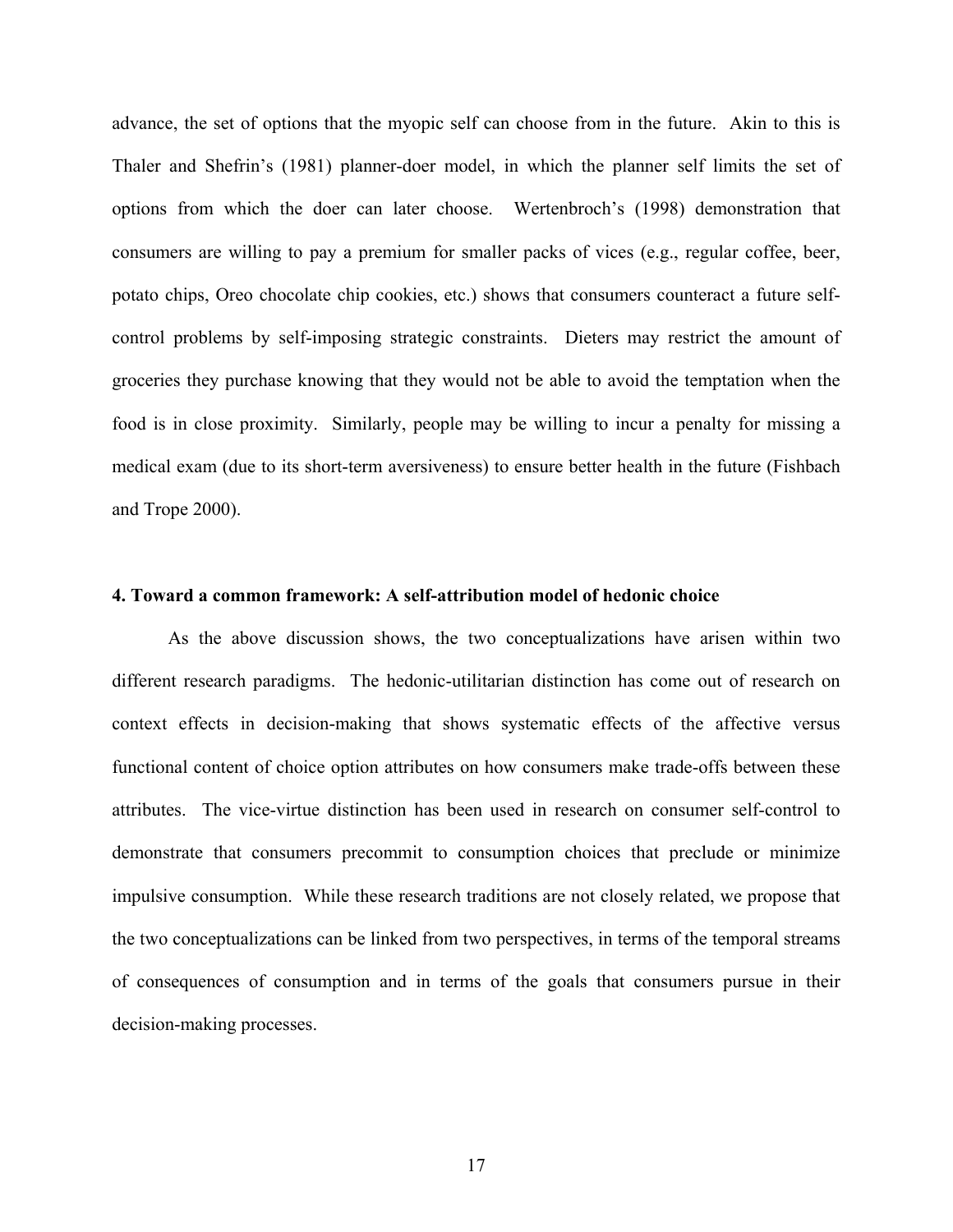advance, the set of options that the myopic self can choose from in the future. Akin to this is Thaler and Shefrin's (1981) planner-doer model, in which the planner self limits the set of options from which the doer can later choose. Wertenbroch's (1998) demonstration that consumers are willing to pay a premium for smaller packs of vices (e.g., regular coffee, beer, potato chips, Oreo chocolate chip cookies, etc.) shows that consumers counteract a future self-control problems by self-imposing strategic constraints. Dieters may restrict the amount of groceries they purchase knowing that they would not be able to avoid the temptation when the food is in close proximity. Similarly, people may be willing to incur a penalty for missing a medical exam (due to its short-term aversiveness) to ensure better health in the future (Fishbach and Trope 2000).

## 4. Toward a common framework: A self-attribution model of hedonic choice

As the above discussion shows, the two conceptualizations have arisen within two different research paradigms. The hedonic-utilitarian distinction has come out of research on context effects in decision-making that shows systematic effects of the affective versus functional content of choice option attributes on how consumers make trade-offs between these attributes. The vice-virtue distinction has been used in research on consumer self-control to demonstrate that consumers precommit to consumption choices that preclude or minimize impulsive consumption. While these research traditions are not closely related, we propose that the two conceptualizations can be linked from two perspectives, in terms of the temporal streams of consequences of consumption and in terms of the goals that consumers pursue in their decision-making processes.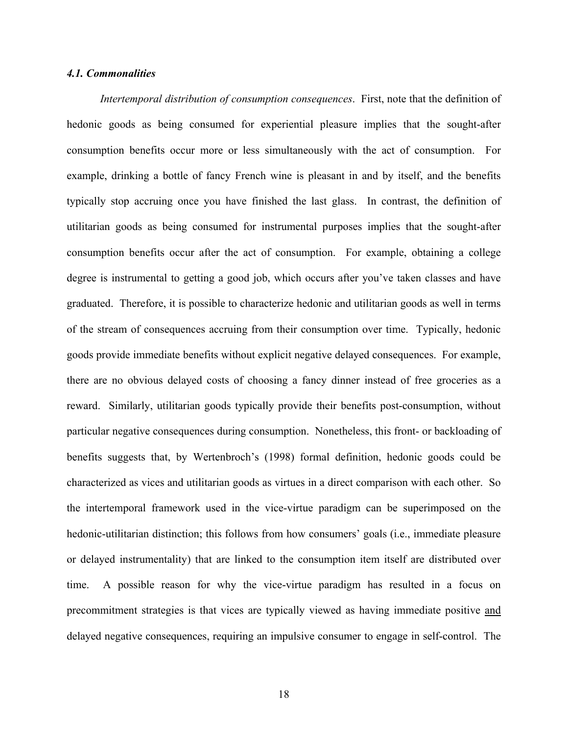### *4.1. Commonalities*

*Intertemporal distribution of consumption consequences*. First, note that the definition of hedonic goods as being consumed for experiential pleasure implies that the sought-after consumption benefits occur more or less simultaneously with the act of consumption. For example, drinking a bottle of fancy French wine is pleasant in and by itself, and the benefits typically stop accruing once you have finished the last glass. In contrast, the definition of utilitarian goods as being consumed for instrumental purposes implies that the sought-after consumption benefits occur after the act of consumption. For example, obtaining a college degree is instrumental to getting a good job, which occurs after you've taken classes and have graduated. Therefore, it is possible to characterize hedonic and utilitarian goods as well in terms of the stream of consequences accruing from their consumption over time. Typically, hedonic goods provide immediate benefits without explicit negative delayed consequences. For example, there are no obvious delayed costs of choosing a fancy dinner instead of free groceries as a reward. Similarly, utilitarian goods typically provide their benefits post-consumption, without particular negative consequences during consumption. Nonetheless, this front- or backloading of benefits suggests that, by Wertenbroch's (1998) formal definition, hedonic goods could be characterized as vices and utilitarian goods as virtues in a direct comparison with each other. So the intertemporal framework used in the vice-virtue paradigm can be superimposed on the hedonic-utilitarian distinction; this follows from how consumers' goals (i.e., immediate pleasure or delayed instrumentality) that are linked to the consumption item itself are distributed over time. A possible reason for why the vice-virtue paradigm has resulted in a focus on precommitment strategies is that vices are typically viewed as having immediate positive <u>and</u> delayed negative consequences, requiring an impulsive consumer to engage in self-control. The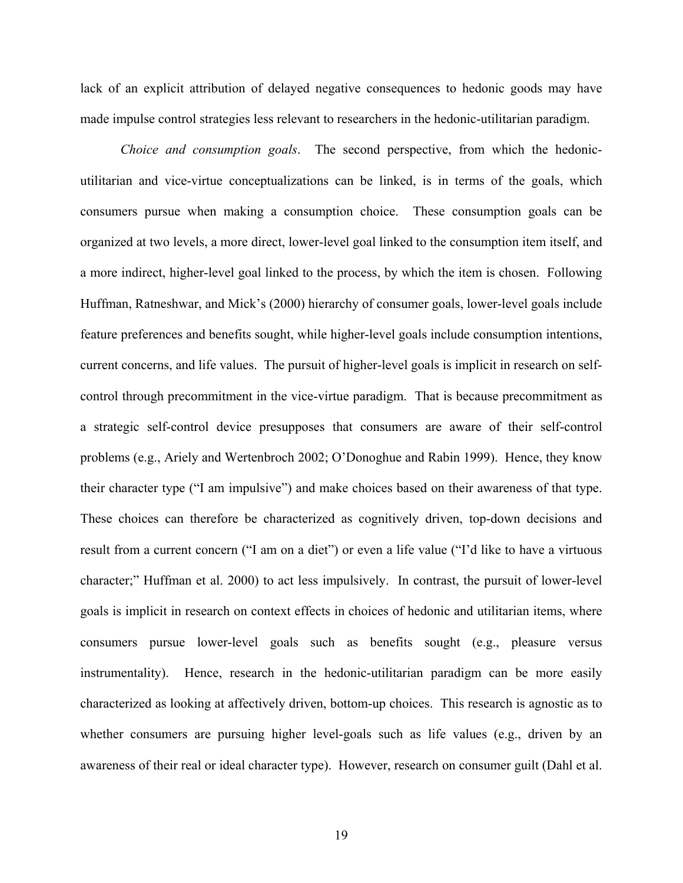lack of an explicit attribution of delayed negative consequences to hedonic goods may have made impulse control strategies less relevant to researchers in the hedonic-utilitarian paradigm.

*Choice and consumption goals*. The second perspective, from which the hedonic-utilitarian and vice-virtue conceptualizations can be linked, is in terms of the goals, which consumers pursue when making a consumption choice. These consumption goals can be organized at two levels, a more direct, lower-level goal linked to the consumption item itself, and a more indirect, higher-level goal linked to the process, by which the item is chosen. Following Huffman, Ratneshwar, and Mick's (2000) hierarchy of consumer goals, lower-level goals include feature preferences and benefits sought, while higher-level goals include consumption intentions, current concerns, and life values. The pursuit of higher-level goals is implicit in research on self-control through precommitment in the vice-virtue paradigm. That is because precommitment as a strategic self-control device presupposes that consumers are aware of their self-control problems (e.g., Ariely and Wertenbroch 2002; O'Donoghue and Rabin 1999). Hence, they know their character type ("I am impulsive") and make choices based on their awareness of that type. These choices can therefore be characterized as cognitively driven, top-down decisions and result from a current concern ("I am on a diet") or even a life value ("I'd like to have a virtuous character;" Huffman et al. 2000) to act less impulsively. In contrast, the pursuit of lower-level goals is implicit in research on context effects in choices of hedonic and utilitarian items, where consumers pursue lower-level goals such as benefits sought (e.g., pleasure versus instrumentality). Hence, research in the hedonic-utilitarian paradigm can be more easily characterized as looking at affectively driven, bottom-up choices. This research is agnostic as to whether consumers are pursuing higher level-goals such as life values (e.g., driven by an awareness of their real or ideal character type). However, research on consumer guilt (Dahl et al.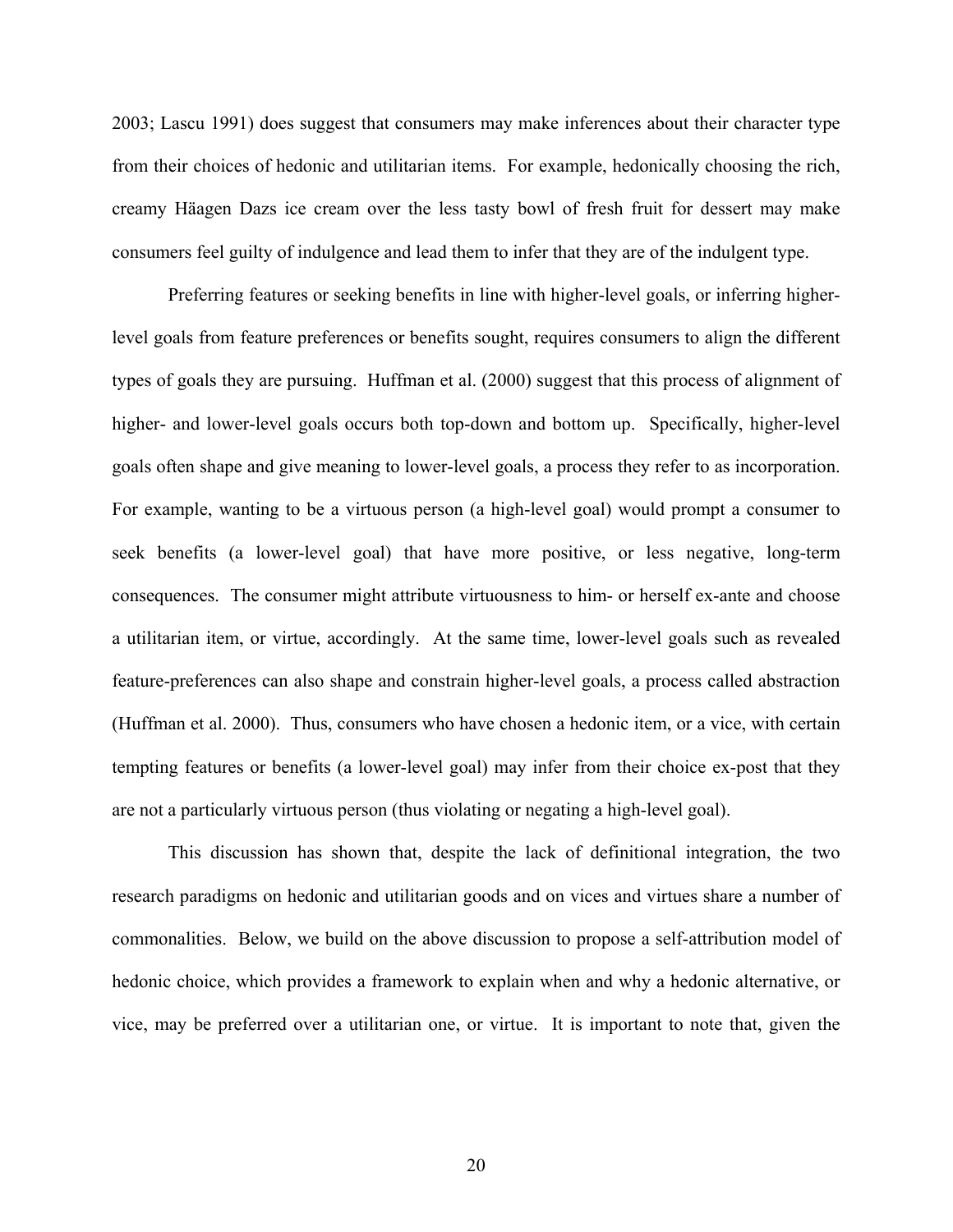2003; Lascu 1991) does suggest that consumers may make inferences about their character type from their choices of hedonic and utilitarian items. For example, hedonically choosing the rich, creamy Häagen Dazs ice cream over the less tasty bowl of fresh fruit for dessert may make consumers feel guilty of indulgence and lead them to infer that they are of the indulgent type.

Preferring features or seeking benefits in line with higher-level goals, or inferring higher-level goals from feature preferences or benefits sought, requires consumers to align the different types of goals they are pursuing. Huffman et al. (2000) suggest that this process of alignment of higher- and lower-level goals occurs both top-down and bottom up. Specifically, higher-level goals often shape and give meaning to lower-level goals, a process they refer to as incorporation. For example, wanting to be a virtuous person (a high-level goal) would prompt a consumer to seek benefits (a lower-level goal) that have more positive, or less negative, long-term consequences. The consumer might attribute virtuousness to him- or herself ex-ante and choose a utilitarian item, or virtue, accordingly. At the same time, lower-level goals such as revealed feature-preferences can also shape and constrain higher-level goals, a process called abstraction (Huffman et al. 2000). Thus, consumers who have chosen a hedonic item, or a vice, with certain tempting features or benefits (a lower-level goal) may infer from their choice ex-post that they are not a particularly virtuous person (thus violating or negating a high-level goal).

This discussion has shown that, despite the lack of definitional integration, the two research paradigms on hedonic and utilitarian goods and on vices and virtues share a number of commonalities. Below, we build on the above discussion to propose a self-attribution model of hedonic choice, which provides a framework to explain when and why a hedonic alternative, or vice, may be preferred over a utilitarian one, or virtue. It is important to note that, given the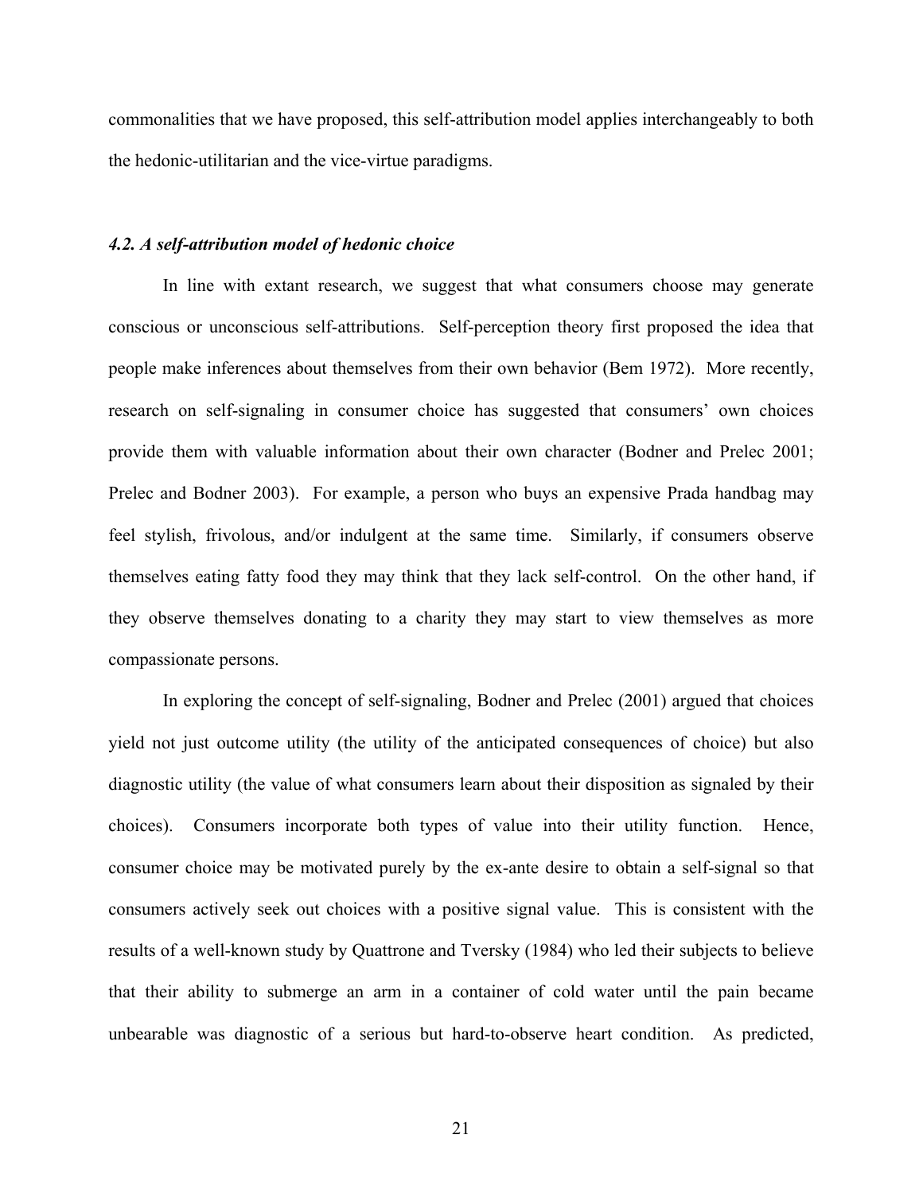commonalities that we have proposed, this self-attribution model applies interchangeably to both the hedonic-utilitarian and the vice-virtue paradigms.

### *4.2. A self-attribution model of hedonic choice*

In line with extant research, we suggest that what consumers choose may generate conscious or unconscious self-attributions. Self-perception theory first proposed the idea that people make inferences about themselves from their own behavior (Bem 1972). More recently, research on self-signaling in consumer choice has suggested that consumers' own choices provide them with valuable information about their own character (Bodner and Prelec 2001; Prelec and Bodner 2003). For example, a person who buys an expensive Prada handbag may feel stylish, frivolous, and/or indulgent at the same time. Similarly, if consumers observe themselves eating fatty food they may think that they lack self-control. On the other hand, if they observe themselves donating to a charity they may start to view themselves as more compassionate persons.

In exploring the concept of self-signaling, Bodner and Prelec (2001) argued that choices yield not just outcome utility (the utility of the anticipated consequences of choice) but also diagnostic utility (the value of what consumers learn about their disposition as signaled by their choices). Consumers incorporate both types of value into their utility function. Hence, consumer choice may be motivated purely by the ex-ante desire to obtain a self-signal so that consumers actively seek out choices with a positive signal value. This is consistent with the results of a well-known study by Quattrone and Tversky (1984) who led their subjects to believe that their ability to submerge an arm in a container of cold water until the pain became unbearable was diagnostic of a serious but hard-to-observe heart condition. As predicted,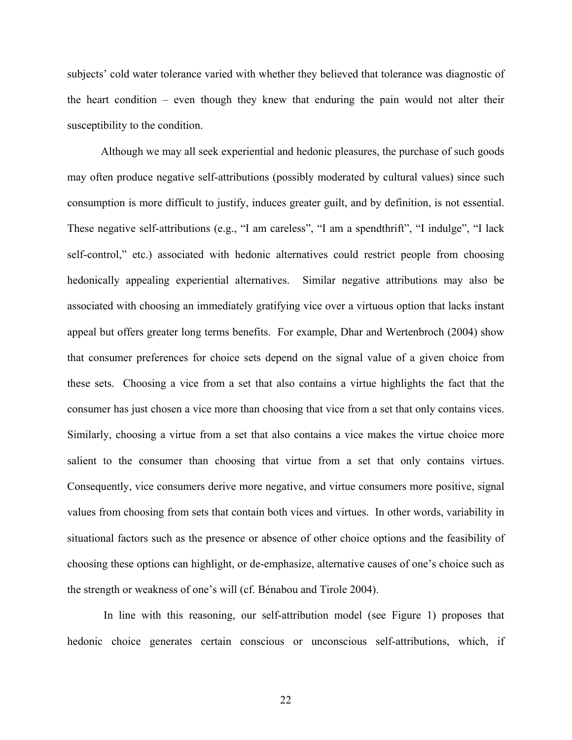subjects' cold water tolerance varied with whether they believed that tolerance was diagnostic of the heart condition – even though they knew that enduring the pain would not alter their susceptibility to the condition.

Although we may all seek experiential and hedonic pleasures, the purchase of such goods may often produce negative self-attributions (possibly moderated by cultural values) since such consumption is more difficult to justify, induces greater guilt, and by definition, is not essential. These negative self-attributions (e.g., "I am careless", "I am a spendthrift", "I indulge", "I lack self-control," etc.) associated with hedonic alternatives could restrict people from choosing hedonically appealing experiential alternatives. Similar negative attributions may also be associated with choosing an immediately gratifying vice over a virtuous option that lacks instant appeal but offers greater long terms benefits. For example, Dhar and Wertenbroch (2004) show that consumer preferences for choice sets depend on the signal value of a given choice from these sets. Choosing a vice from a set that also contains a virtue highlights the fact that the consumer has just chosen a vice more than choosing that vice from a set that only contains vices. Similarly, choosing a virtue from a set that also contains a vice makes the virtue choice more salient to the consumer than choosing that virtue from a set that only contains virtues. Consequently, vice consumers derive more negative, and virtue consumers more positive, signal values from choosing from sets that contain both vices and virtues. In other words, variability in situational factors such as the presence or absence of other choice options and the feasibility of choosing these options can highlight, or de-emphasize, alternative causes of one's choice such as the strength or weakness of one's will (cf. Bénabou and Tirole 2004).

In line with this reasoning, our self-attribution model (see Figure 1) proposes that hedonic choice generates certain conscious or unconscious self-attributions, which, if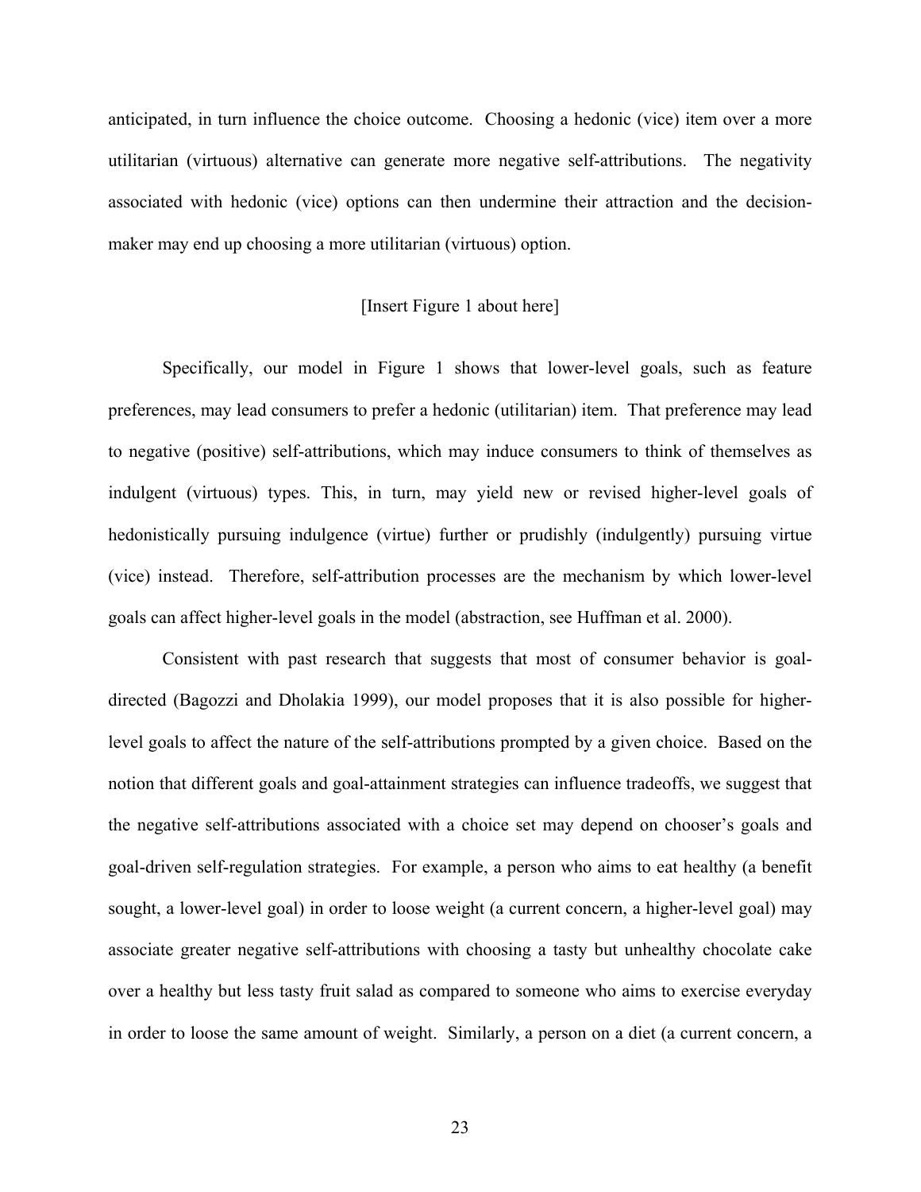anticipated, in turn influence the choice outcome. Choosing a hedonic (vice) item over a more utilitarian (virtuous) alternative can generate more negative self-attributions. The negativity associated with hedonic (vice) options can then undermine their attraction and the decision-maker may end up choosing a more utilitarian (virtuous) option.

[Insert Figure 1 about here]

Specifically, our model in Figure 1 shows that lower-level goals, such as feature preferences, may lead consumers to prefer a hedonic (utilitarian) item. That preference may lead to negative (positive) self-attributions, which may induce consumers to think of themselves as indulgent (virtuous) types. This, in turn, may yield new or revised higher-level goals of hedonistically pursuing indulgence (virtue) further or prudishly (indulgently) pursuing virtue (vice) instead. Therefore, self-attribution processes are the mechanism by which lower-level goals can affect higher-level goals in the model (abstraction, see Huffman et al. 2000).

Consistent with past research that suggests that most of consumer behavior is goal-directed (Bagozzi and Dholakia 1999), our model proposes that it is also possible for higher-level goals to affect the nature of the self-attributions prompted by a given choice. Based on the notion that different goals and goal-attainment strategies can influence tradeoffs, we suggest that the negative self-attributions associated with a choice set may depend on chooser's goals and goal-driven self-regulation strategies. For example, a person who aims to eat healthy (a benefit sought, a lower-level goal) in order to loose weight (a current concern, a higher-level goal) may associate greater negative self-attributions with choosing a tasty but unhealthy chocolate cake over a healthy but less tasty fruit salad as compared to someone who aims to exercise everyday in order to loose the same amount of weight. Similarly, a person on a diet (a current concern, a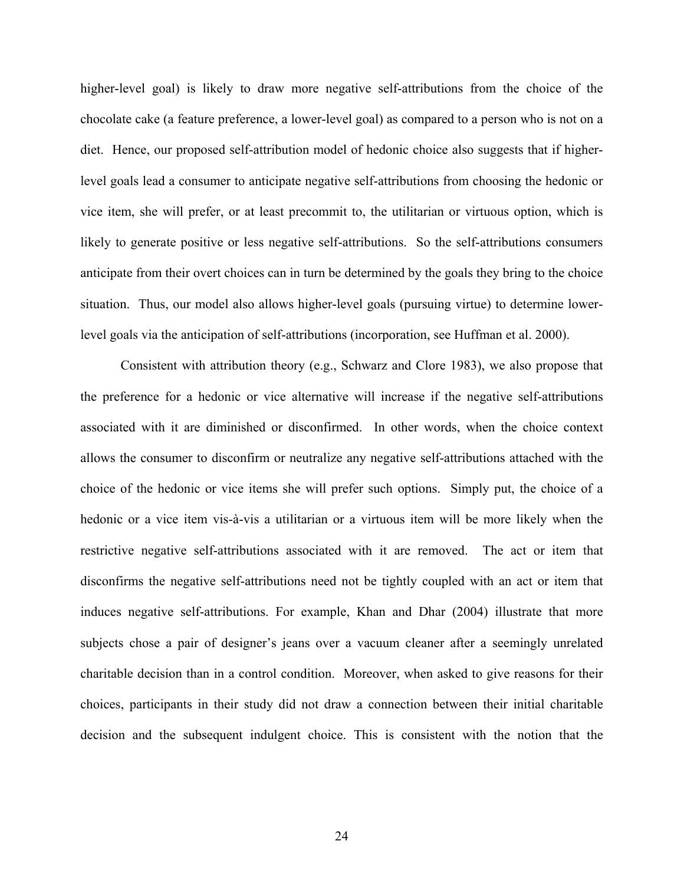higher-level goal) is likely to draw more negative self-attributions from the choice of the chocolate cake (a feature preference, a lower-level goal) as compared to a person who is not on a diet. Hence, our proposed self-attribution model of hedonic choice also suggests that if higher-level goals lead a consumer to anticipate negative self-attributions from choosing the hedonic or vice item, she will prefer, or at least precommit to, the utilitarian or virtuous option, which is likely to generate positive or less negative self-attributions. So the self-attributions consumers anticipate from their overt choices can in turn be determined by the goals they bring to the choice situation. Thus, our model also allows higher-level goals (pursuing virtue) to determine lower-level goals via the anticipation of self-attributions (incorporation, see Huffman et al. 2000).

Consistent with attribution theory (e.g., Schwarz and Clore 1983), we also propose that the preference for a hedonic or vice alternative will increase if the negative self-attributions associated with it are diminished or disconfirmed. In other words, when the choice context allows the consumer to disconfirm or neutralize any negative self-attributions attached with the choice of the hedonic or vice items she will prefer such options. Simply put, the choice of a hedonic or a vice item vis-à-vis a utilitarian or a virtuous item will be more likely when the restrictive negative self-attributions associated with it are removed. The act or item that disconfirms the negative self-attributions need not be tightly coupled with an act or item that induces negative self-attributions. For example, Khan and Dhar (2004) illustrate that more subjects chose a pair of designer's jeans over a vacuum cleaner after a seemingly unrelated charitable decision than in a control condition. Moreover, when asked to give reasons for their choices, participants in their study did not draw a connection between their initial charitable decision and the subsequent indulgent choice. This is consistent with the notion that the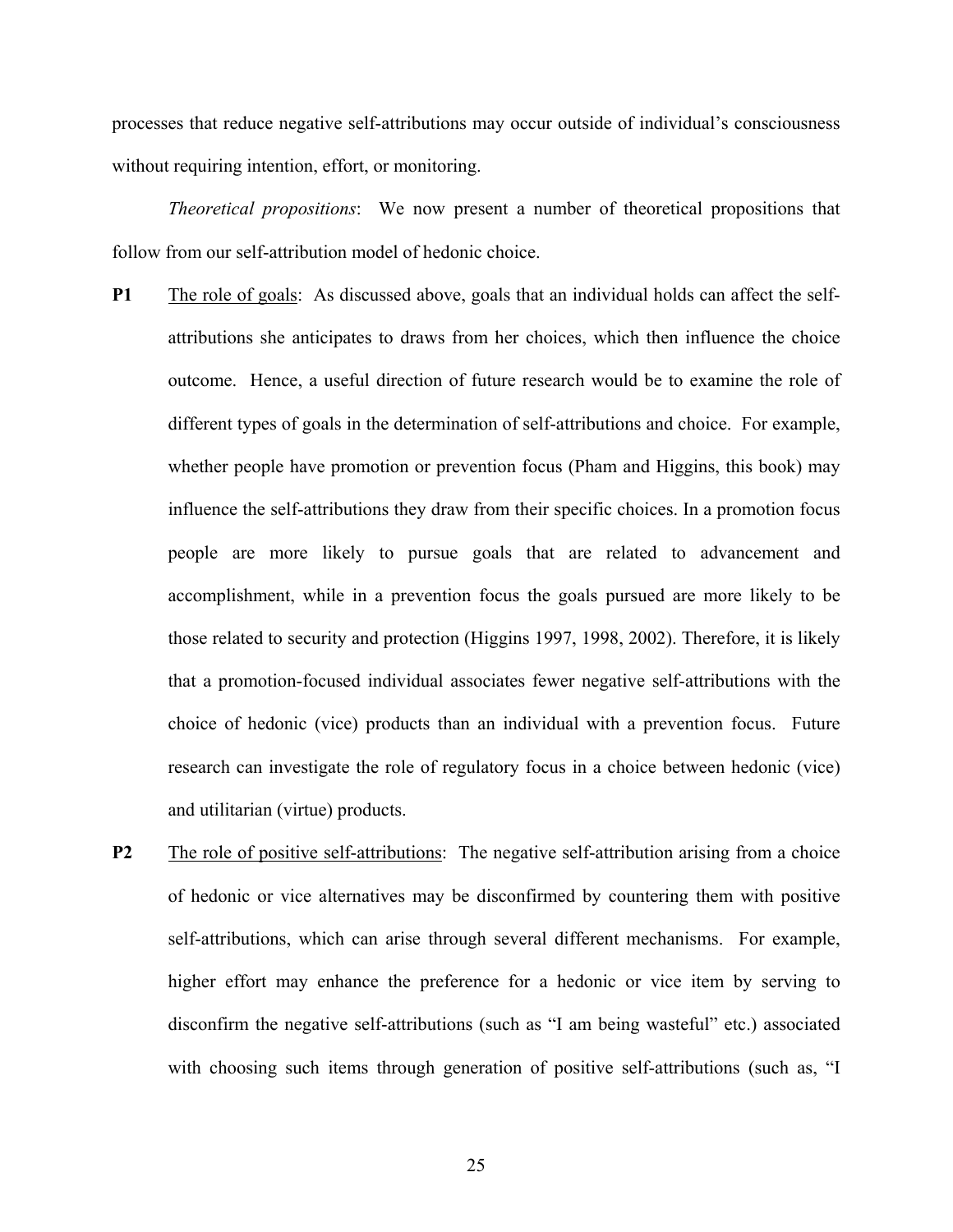processes that reduce negative self-attributions may occur outside of individual's consciousness without requiring intention, effort, or monitoring.

*Theoretical propositions*: We now present a number of theoretical propositions that follow from our self-attribution model of hedonic choice.

**P1** The role of goals: As discussed above, goals that an individual holds can affect the self-attributions she anticipates to draws from her choices, which then influence the choice outcome. Hence, a useful direction of future research would be to examine the role of different types of goals in the determination of self-attributions and choice. For example, whether people have promotion or prevention focus (Pham and Higgins, this book) may influence the self-attributions they draw from their specific choices. In a promotion focus people are more likely to pursue goals that are related to advancement and accomplishment, while in a prevention focus the goals pursued are more likely to be those related to security and protection (Higgins 1997, 1998, 2002). Therefore, it is likely that a promotion-focused individual associates fewer negative self-attributions with the choice of hedonic (vice) products than an individual with a prevention focus. Future research can investigate the role of regulatory focus in a choice between hedonic (vice) and utilitarian (virtue) products.

**P2** The role of positive self-attributions: The negative self-attribution arising from a choice of hedonic or vice alternatives may be disconfirmed by countering them with positive self-attributions, which can arise through several different mechanisms. For example, higher effort may enhance the preference for a hedonic or vice item by serving to disconfirm the negative self-attributions (such as "I am being wasteful" etc.) associated with choosing such items through generation of positive self-attributions (such as, "I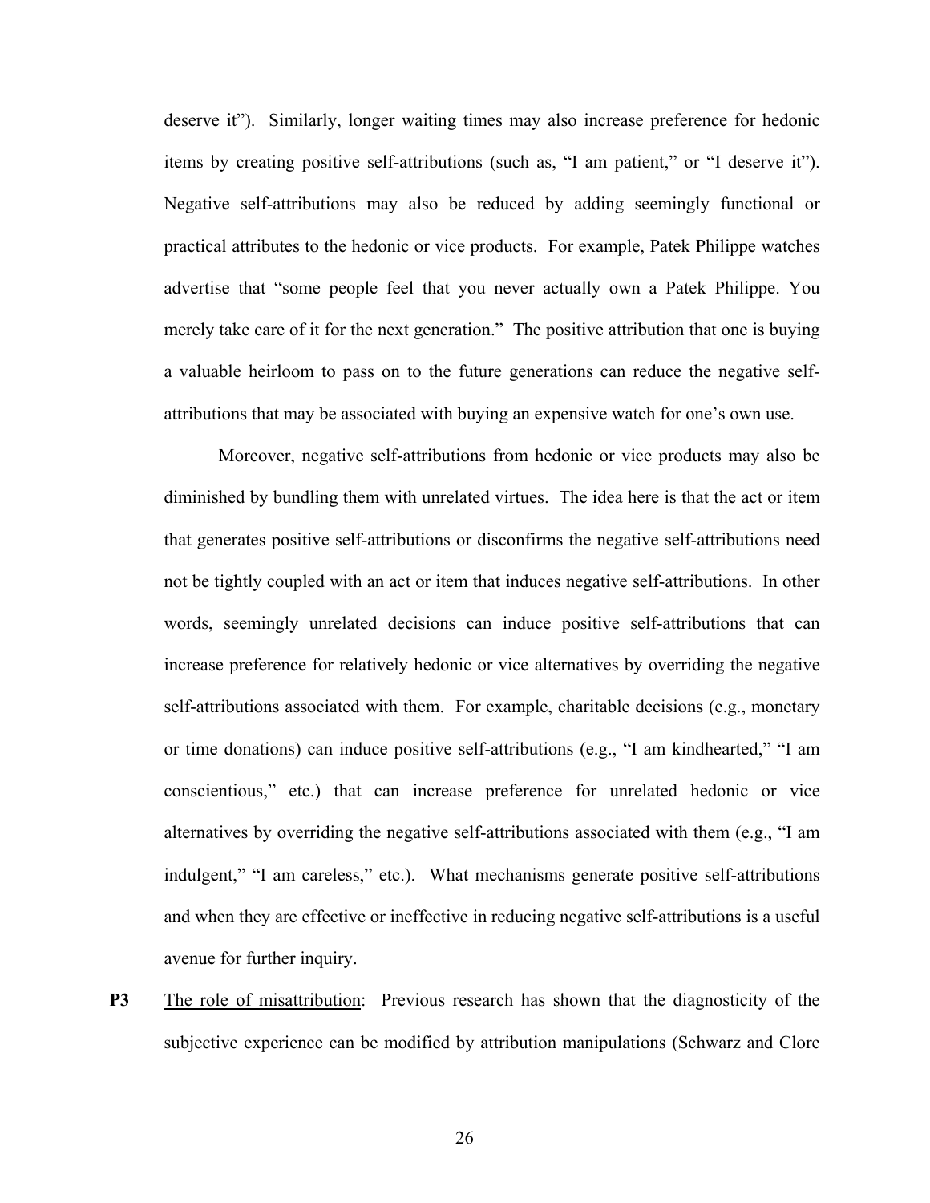deserve it"). Similarly, longer waiting times may also increase preference for hedonic items by creating positive self-attributions (such as, "I am patient," or "I deserve it"). Negative self-attributions may also be reduced by adding seemingly functional or practical attributes to the hedonic or vice products. For example, Patek Philippe watches advertise that "some people feel that you never actually own a Patek Philippe. You merely take care of it for the next generation." The positive attribution that one is buying a valuable heirloom to pass on to the future generations can reduce the negative self-attributions that may be associated with buying an expensive watch for one's own use.

Moreover, negative self-attributions from hedonic or vice products may also be diminished by bundling them with unrelated virtues. The idea here is that the act or item that generates positive self-attributions or disconfirms the negative self-attributions need not be tightly coupled with an act or item that induces negative self-attributions. In other words, seemingly unrelated decisions can induce positive self-attributions that can increase preference for relatively hedonic or vice alternatives by overriding the negative self-attributions associated with them. For example, charitable decisions (e.g., monetary or time donations) can induce positive self-attributions (e.g., "I am kindhearted," "I am conscientious," etc.) that can increase preference for unrelated hedonic or vice alternatives by overriding the negative self-attributions associated with them (e.g., "I am indulgent," "I am careless," etc.). What mechanisms generate positive self-attributions and when they are effective or ineffective in reducing negative self-attributions is a useful avenue for further inquiry.

**P3** The role of misattribution: Previous research has shown that the diagnosticity of the subjective experience can be modified by attribution manipulations (Schwarz and Clore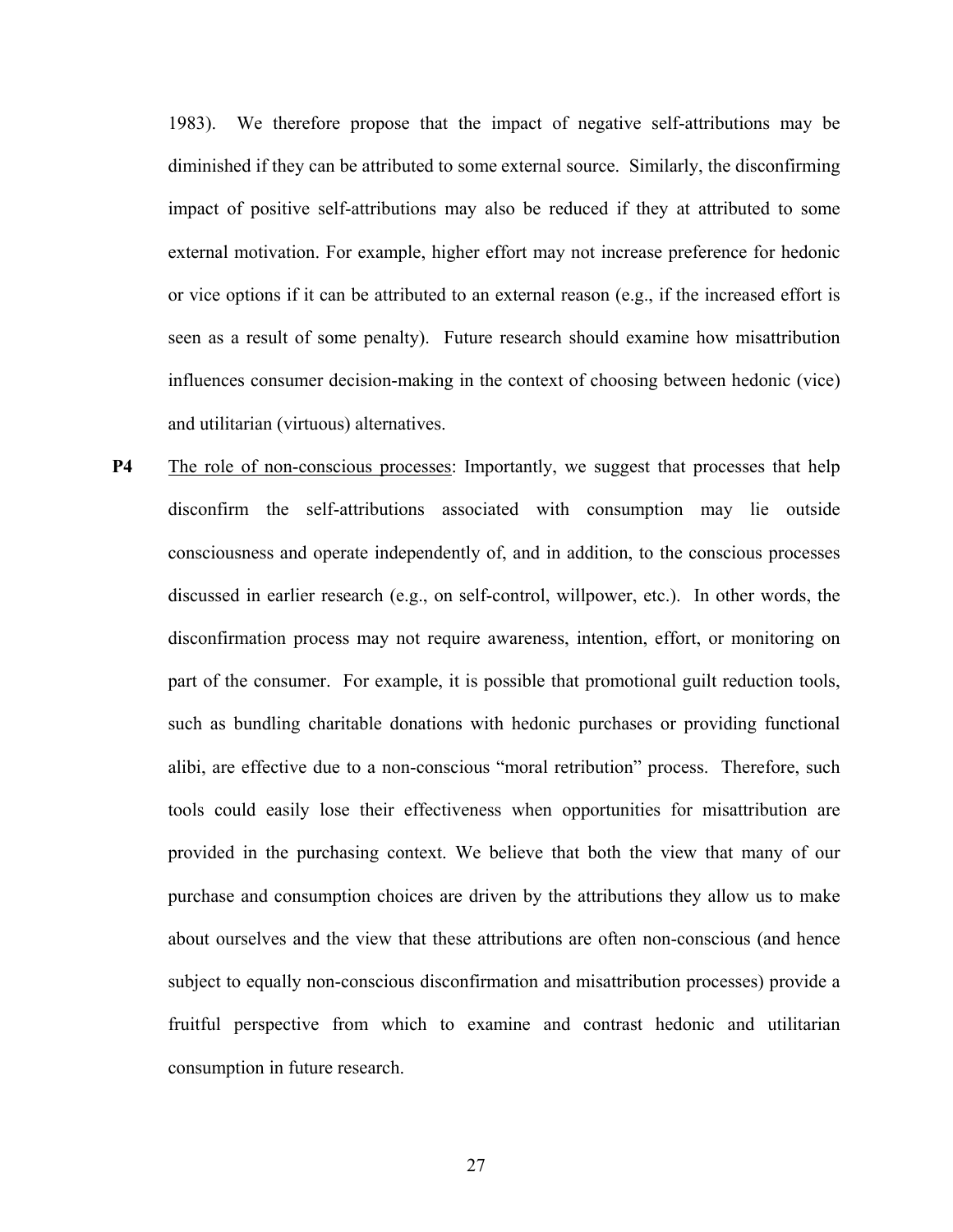1983). We therefore propose that the impact of negative self-attributions may be diminished if they can be attributed to some external source. Similarly, the disconfirming impact of positive self-attributions may also be reduced if they at attributed to some external motivation. For example, higher effort may not increase preference for hedonic or vice options if it can be attributed to an external reason (e.g., if the increased effort is seen as a result of some penalty). Future research should examine how misattribution influences consumer decision-making in the context of choosing between hedonic (vice) and utilitarian (virtuous) alternatives.

**P4** The role of non-conscious processes: Importantly, we suggest that processes that help disconfirm the self-attributions associated with consumption may lie outside consciousness and operate independently of, and in addition, to the conscious processes discussed in earlier research (e.g., on self-control, willpower, etc.). In other words, the disconfirmation process may not require awareness, intention, effort, or monitoring on part of the consumer. For example, it is possible that promotional guilt reduction tools, such as bundling charitable donations with hedonic purchases or providing functional alibi, are effective due to a non-conscious "moral retribution" process. Therefore, such tools could easily lose their effectiveness when opportunities for misattribution are provided in the purchasing context. We believe that both the view that many of our purchase and consumption choices are driven by the attributions they allow us to make about ourselves and the view that these attributions are often non-conscious (and hence subject to equally non-conscious disconfirmation and misattribution processes) provide a fruitful perspective from which to examine and contrast hedonic and utilitarian consumption in future research.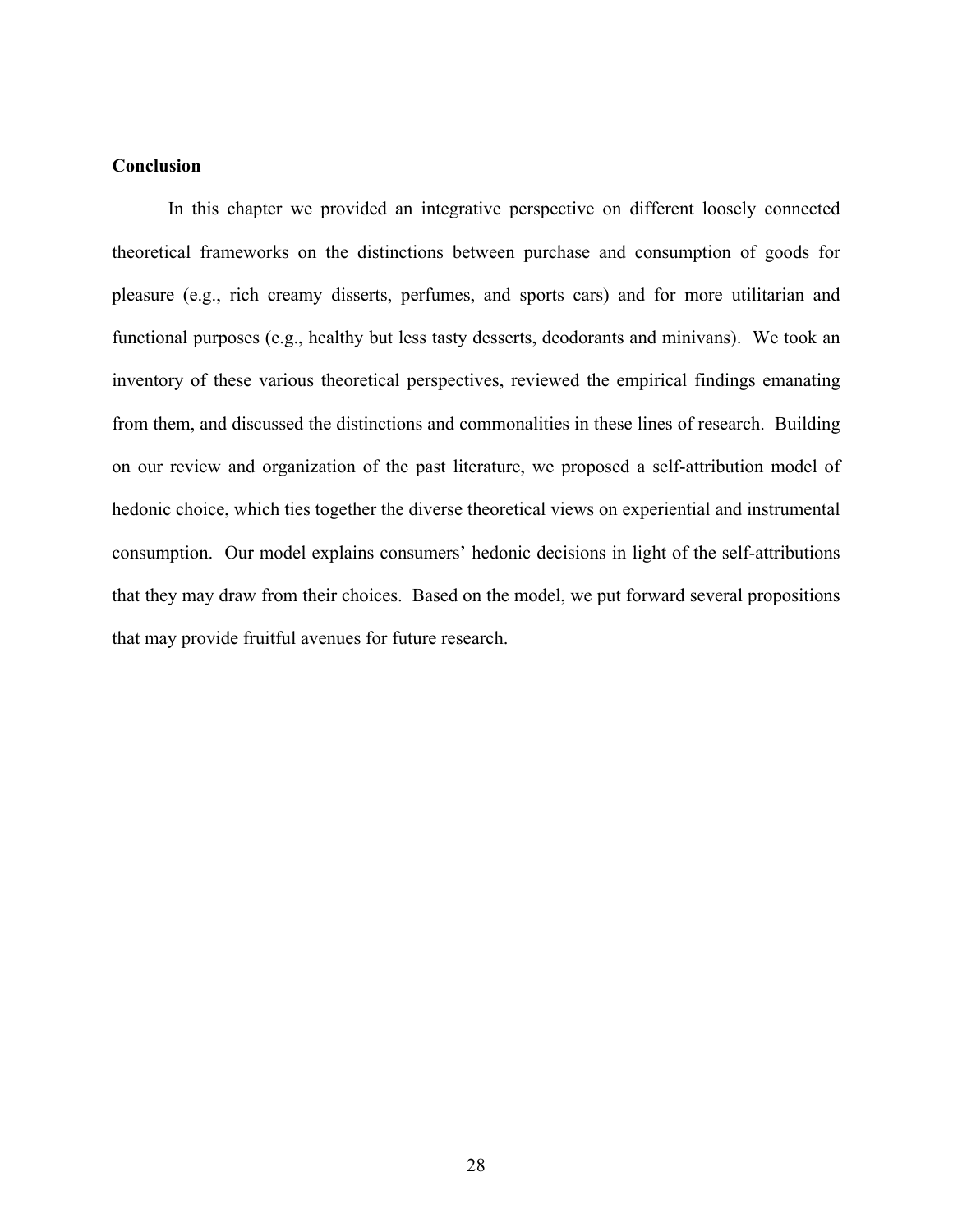**Conclusion**

In this chapter we provided an integrative perspective on different loosely connected theoretical frameworks on the distinctions between purchase and consumption of goods for pleasure (e.g., rich creamy disserts, perfumes, and sports cars) and for more utilitarian and functional purposes (e.g., healthy but less tasty desserts, deodorants and minivans). We took an inventory of these various theoretical perspectives, reviewed the empirical findings emanating from them, and discussed the distinctions and commonalities in these lines of research. Building on our review and organization of the past literature, we proposed a self-attribution model of hedonic choice, which ties together the diverse theoretical views on experiential and instrumental consumption. Our model explains consumers' hedonic decisions in light of the self-attributions that they may draw from their choices. Based on the model, we put forward several propositions that may provide fruitful avenues for future research.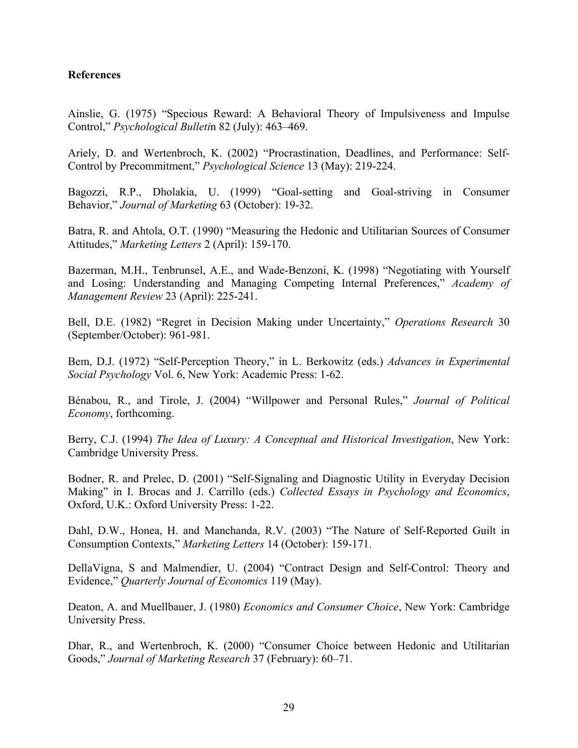**References**

Ainslie, G. (1975) "Specious Reward: A Behavioral Theory of Impulsiveness and Impulse Control," *Psychological Bulleti*n 82 (July): 463–469.

Ariely, D. and Wertenbroch, K. (2002) "Procrastination, Deadlines, and Performance: Self-Control by Precommitment," *Psychological Science* 13 (May): 219-224.

Bagozzi, R.P., Dholakia, U. (1999) "Goal-setting and Goal-striving in Consumer Behavior," *Journal of Marketing* 63 (October): 19-32.

Batra, R. and Ahtola, O.T. (1990) "Measuring the Hedonic and Utilitarian Sources of Consumer Attitudes," *Marketing Letters* 2 (April): 159-170.

Bazerman, M.H., Tenbrunsel, A.E., and Wade-Benzoni, K. (1998) "Negotiating with Yourself and Losing: Understanding and Managing Competing Internal Preferences," *Academy of Management Review* 23 (April): 225-241.

Bell, D.E. (1982) "Regret in Decision Making under Uncertainty," *Operations Research* 30 (September/October): 961-981.

Bem, D.J. (1972) "Self-Perception Theory," in L. Berkowitz (eds.) *Advances in Experimental Social Psychology* Vol. 6, New York: Academic Press: 1-62.

Bénabou, R., and Tirole, J. (2004) "Willpower and Personal Rules," *Journal of Political Economy*, forthcoming.

Berry, C.J. (1994) *The Idea of Luxury: A Conceptual and Historical Investigation*, New York: Cambridge University Press.

Bodner, R. and Prelec, D. (2001) "Self-Signaling and Diagnostic Utility in Everyday Decision Making" in I. Brocas and J. Carrillo (eds.) *Collected Essays in Psychology and Economics*, Oxford, U.K.: Oxford University Press: 1-22.

Dahl, D.W., Honea, H. and Manchanda, R.V. (2003) "The Nature of Self-Reported Guilt in Consumption Contexts," *Marketing Letters* 14 (October): 159-171.

DellaVigna, S and Malmendier, U. (2004) "Contract Design and Self-Control: Theory and Evidence," *Quarterly Journal of Economics* 119 (May).

Deaton, A. and Muellbauer, J. (1980) *Economics and Consumer Choice*, New York: Cambridge University Press.

Dhar, R., and Wertenbroch, K. (2000) "Consumer Choice between Hedonic and Utilitarian Goods," *Journal of Marketing Research* 37 (February): 60–71.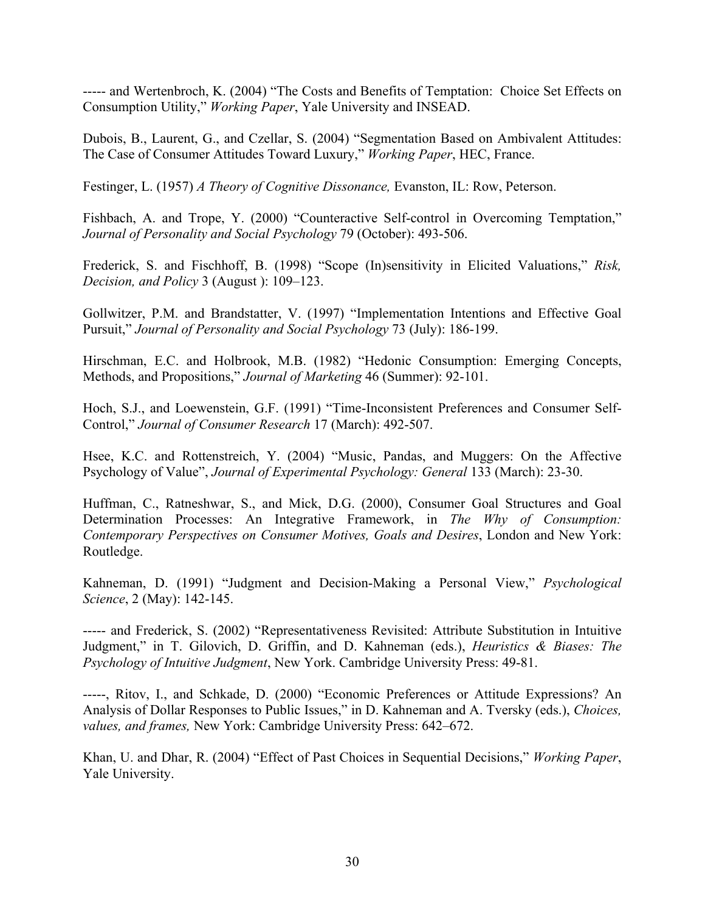----- and Wertenbroch, K. (2004) "The Costs and Benefits of Temptation: Choice Set Effects on Consumption Utility," *Working Paper*, Yale University and INSEAD.

Dubois, B., Laurent, G., and Czellar, S. (2004) "Segmentation Based on Ambivalent Attitudes: The Case of Consumer Attitudes Toward Luxury," *Working Paper*, HEC, France.

Festinger, L. (1957) *A Theory of Cognitive Dissonance,* Evanston, IL: Row, Peterson.

Fishbach, A. and Trope, Y. (2000) "Counteractive Self-control in Overcoming Temptation," *Journal of Personality and Social Psychology* 79 (October): 493-506.

Frederick, S. and Fischhoff, B. (1998) "Scope (In)sensitivity in Elicited Valuations," *Risk, Decision, and Policy* 3 (August ): 109–123.

Gollwitzer, P.M. and Brandstatter, V. (1997) "Implementation Intentions and Effective Goal Pursuit," *Journal of Personality and Social Psychology* 73 (July): 186-199.

Hirschman, E.C. and Holbrook, M.B. (1982) "Hedonic Consumption: Emerging Concepts, Methods, and Propositions," *Journal of Marketing* 46 (Summer): 92-101.

Hoch, S.J., and Loewenstein, G.F. (1991) "Time-Inconsistent Preferences and Consumer Self-Control," *Journal of Consumer Research* 17 (March): 492-507.

Hsee, K.C. and Rottenstreich, Y. (2004) "Music, Pandas, and Muggers: On the Affective Psychology of Value", *Journal of Experimental Psychology: General* 133 (March): 23-30.

Huffman, C., Ratneshwar, S., and Mick, D.G. (2000), Consumer Goal Structures and Goal Determination Processes: An Integrative Framework, in *The Why of Consumption: Contemporary Perspectives on Consumer Motives, Goals and Desires*, London and New York: Routledge.

Kahneman, D. (1991) "Judgment and Decision-Making a Personal View," *Psychological Science*, 2 (May): 142-145.

----- and Frederick, S. (2002) "Representativeness Revisited: Attribute Substitution in Intuitive Judgment," in T. Gilovich, D. Griffin, and D. Kahneman (eds.), *Heuristics & Biases: The Psychology of Intuitive Judgment*, New York. Cambridge University Press: 49-81.

-----, Ritov, I., and Schkade, D. (2000) "Economic Preferences or Attitude Expressions? An Analysis of Dollar Responses to Public Issues," in D. Kahneman and A. Tversky (eds.), *Choices, values, and frames,* New York: Cambridge University Press: 642–672.

Khan, U. and Dhar, R. (2004) "Effect of Past Choices in Sequential Decisions," *Working Paper*, Yale University.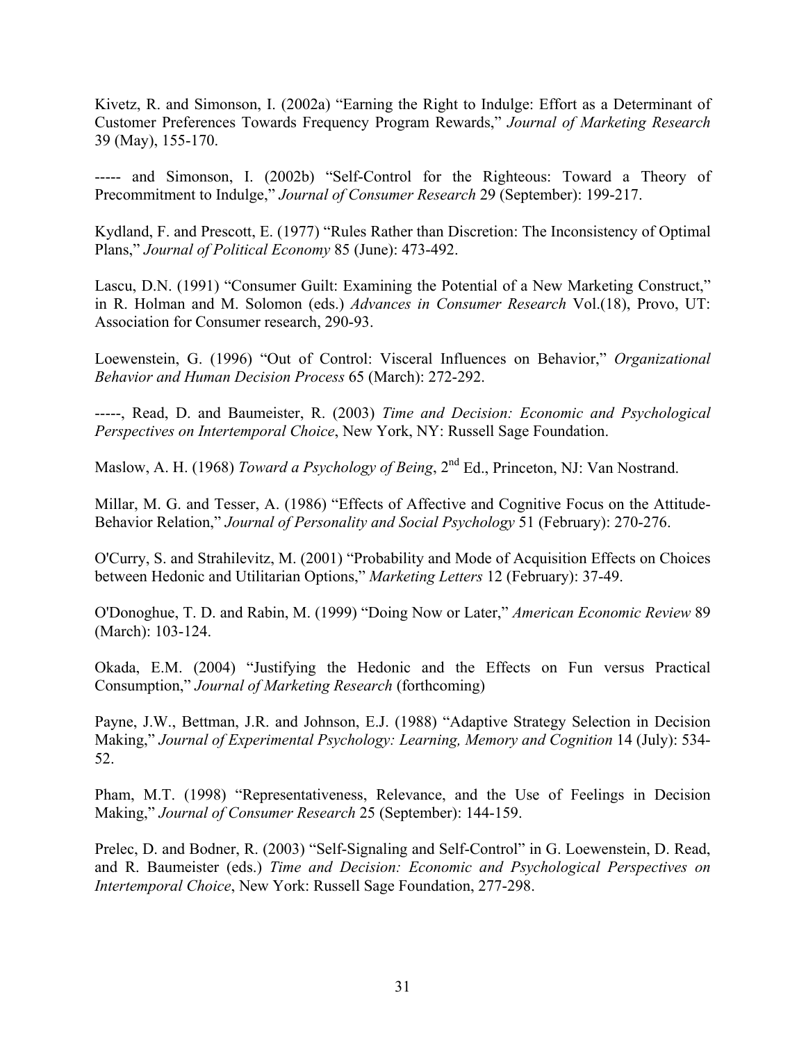Kivetz, R. and Simonson, I. (2002a) "Earning the Right to Indulge: Effort as a Determinant of Customer Preferences Towards Frequency Program Rewards," *Journal of Marketing Research* 39 (May), 155-170.

----- and Simonson, I. (2002b) "Self-Control for the Righteous: Toward a Theory of Precommitment to Indulge," *Journal of Consumer Research* 29 (September): 199-217.

Kydland, F. and Prescott, E. (1977) "Rules Rather than Discretion: The Inconsistency of Optimal Plans," *Journal of Political Economy* 85 (June): 473-492.

Lascu, D.N. (1991) "Consumer Guilt: Examining the Potential of a New Marketing Construct," in R. Holman and M. Solomon (eds.) *Advances in Consumer Research* Vol.(18), Provo, UT: Association for Consumer research, 290-93.

Loewenstein, G. (1996) "Out of Control: Visceral Influences on Behavior," *Organizational Behavior and Human Decision Process* 65 (March): 272-292.

-----, Read, D. and Baumeister, R. (2003) *Time and Decision: Economic and Psychological Perspectives on Intertemporal Choice*, New York, NY: Russell Sage Foundation.

Maslow, A. H. (1968) *Toward a Psychology of Being*, 2nd Ed., Princeton, NJ: Van Nostrand.

Millar, M. G. and Tesser, A. (1986) "Effects of Affective and Cognitive Focus on the Attitude-Behavior Relation," *Journal of Personality and Social Psychology* 51 (February): 270-276.

O'Curry, S. and Strahilevitz, M. (2001) "Probability and Mode of Acquisition Effects on Choices between Hedonic and Utilitarian Options," *Marketing Letters* 12 (February): 37-49.

O'Donoghue, T. D. and Rabin, M. (1999) "Doing Now or Later," *American Economic Review* 89 (March): 103-124.

Okada, E.M. (2004) "Justifying the Hedonic and the Effects on Fun versus Practical Consumption," *Journal of Marketing Research* (forthcoming)

Payne, J.W., Bettman, J.R. and Johnson, E.J. (1988) "Adaptive Strategy Selection in Decision Making," *Journal of Experimental Psychology: Learning, Memory and Cognition* 14 (July): 534-52.

Pham, M.T. (1998) "Representativeness, Relevance, and the Use of Feelings in Decision Making," *Journal of Consumer Research* 25 (September): 144-159.

Prelec, D. and Bodner, R. (2003) "Self-Signaling and Self-Control" in G. Loewenstein, D. Read, and R. Baumeister (eds.) *Time and Decision: Economic and Psychological Perspectives on Intertemporal Choice*, New York: Russell Sage Foundation, 277-298.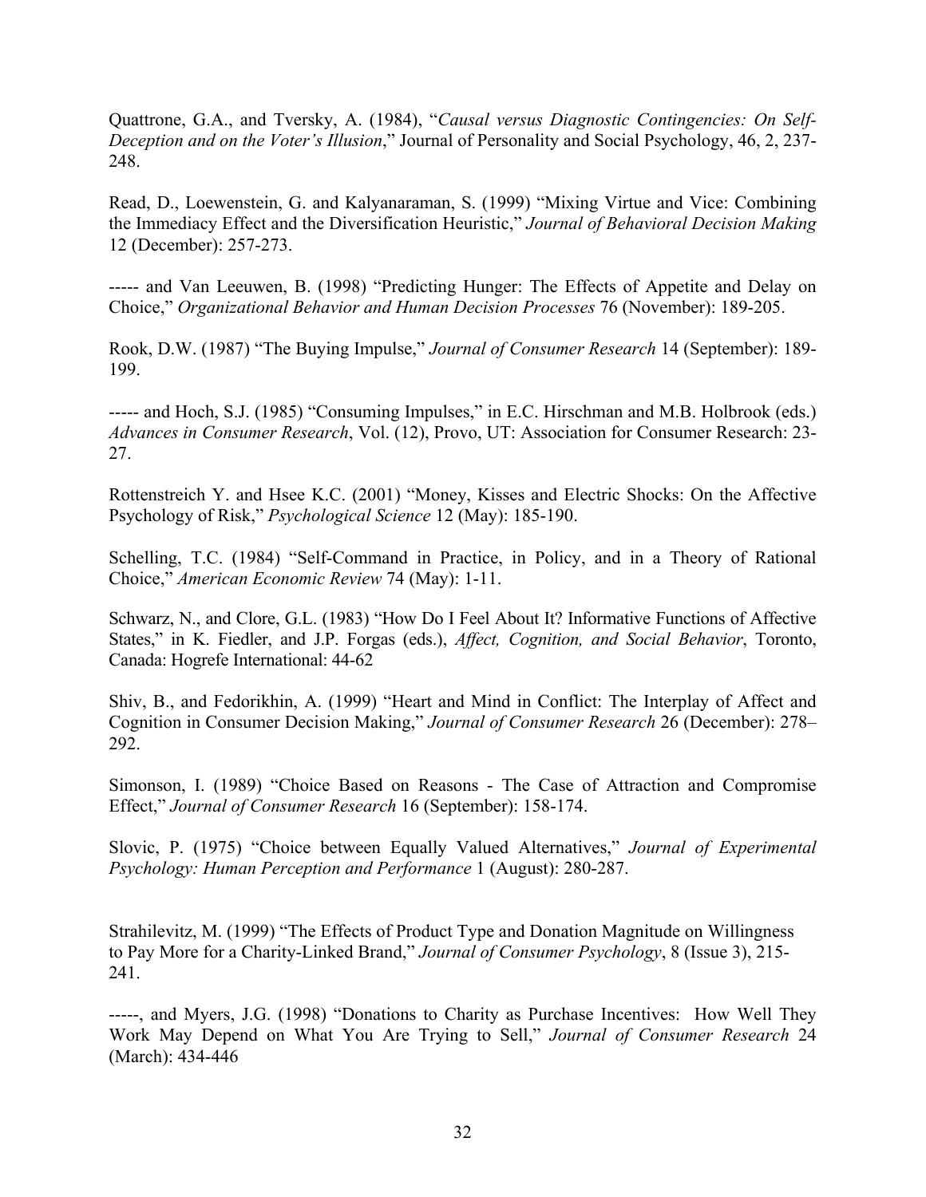Quattrone, G.A., and Tversky, A. (1984), "*Causal versus Diagnostic Contingencies: On Self-Deception and on the Voter's Illusion*," Journal of Personality and Social Psychology, 46, 2, 237-248.

Read, D., Loewenstein, G. and Kalyanaraman, S. (1999) "Mixing Virtue and Vice: Combining the Immediacy Effect and the Diversification Heuristic," *Journal of Behavioral Decision Making* 12 (December): 257-273.

----- and Van Leeuwen, B. (1998) "Predicting Hunger: The Effects of Appetite and Delay on Choice," *Organizational Behavior and Human Decision Processes* 76 (November): 189-205.

Rook, D.W. (1987) "The Buying Impulse," *Journal of Consumer Research* 14 (September): 189-199.

----- and Hoch, S.J. (1985) "Consuming Impulses," in E.C. Hirschman and M.B. Holbrook (eds.) *Advances in Consumer Research*, Vol. (12), Provo, UT: Association for Consumer Research: 23-27.

Rottenstreich Y. and Hsee K.C. (2001) "Money, Kisses and Electric Shocks: On the Affective Psychology of Risk," *Psychological Science* 12 (May): 185-190.

Schelling, T.C. (1984) "Self-Command in Practice, in Policy, and in a Theory of Rational Choice," *American Economic Review* 74 (May): 1-11.

Schwarz, N., and Clore, G.L. (1983) "How Do I Feel About It? Informative Functions of Affective States," in K. Fiedler, and J.P. Forgas (eds.), *Affect, Cognition, and Social Behavior*, Toronto, Canada: Hogrefe International: 44-62

Shiv, B., and Fedorikhin, A. (1999) "Heart and Mind in Conflict: The Interplay of Affect and Cognition in Consumer Decision Making," *Journal of Consumer Research* 26 (December): 278–292.

Simonson, I. (1989) "Choice Based on Reasons - The Case of Attraction and Compromise Effect," *Journal of Consumer Research* 16 (September): 158-174.

Slovic, P. (1975) "Choice between Equally Valued Alternatives," *Journal of Experimental Psychology: Human Perception and Performance* 1 (August): 280-287.

Strahilevitz, M. (1999) "The Effects of Product Type and Donation Magnitude on Willingness to Pay More for a Charity-Linked Brand," *Journal of Consumer Psychology*, 8 (Issue 3), 215-241.

-----, and Myers, J.G. (1998) "Donations to Charity as Purchase Incentives: How Well They Work May Depend on What You Are Trying to Sell," *Journal of Consumer Research* 24 (March): 434-446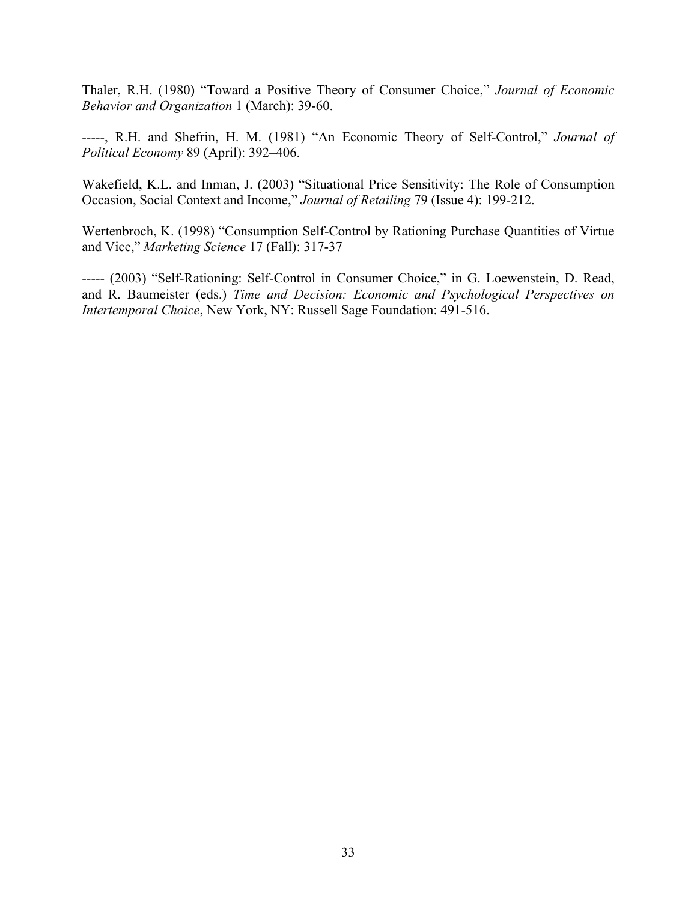Thaler, R.H. (1980) "Toward a Positive Theory of Consumer Choice," *Journal of Economic Behavior and Organization* 1 (March): 39-60.

-----, R.H. and Shefrin, H. M. (1981) "An Economic Theory of Self-Control," *Journal of Political Economy* 89 (April): 392–406.

Wakefield, K.L. and Inman, J. (2003) "Situational Price Sensitivity: The Role of Consumption Occasion, Social Context and Income," *Journal of Retailing* 79 (Issue 4): 199-212.

Wertenbroch, K. (1998) "Consumption Self-Control by Rationing Purchase Quantities of Virtue and Vice," *Marketing Science* 17 (Fall): 317-37

----- (2003) "Self-Rationing: Self-Control in Consumer Choice," in G. Loewenstein, D. Read, and R. Baumeister (eds.) *Time and Decision: Economic and Psychological Perspectives on Intertemporal Choice*, New York, NY: Russell Sage Foundation: 491-516.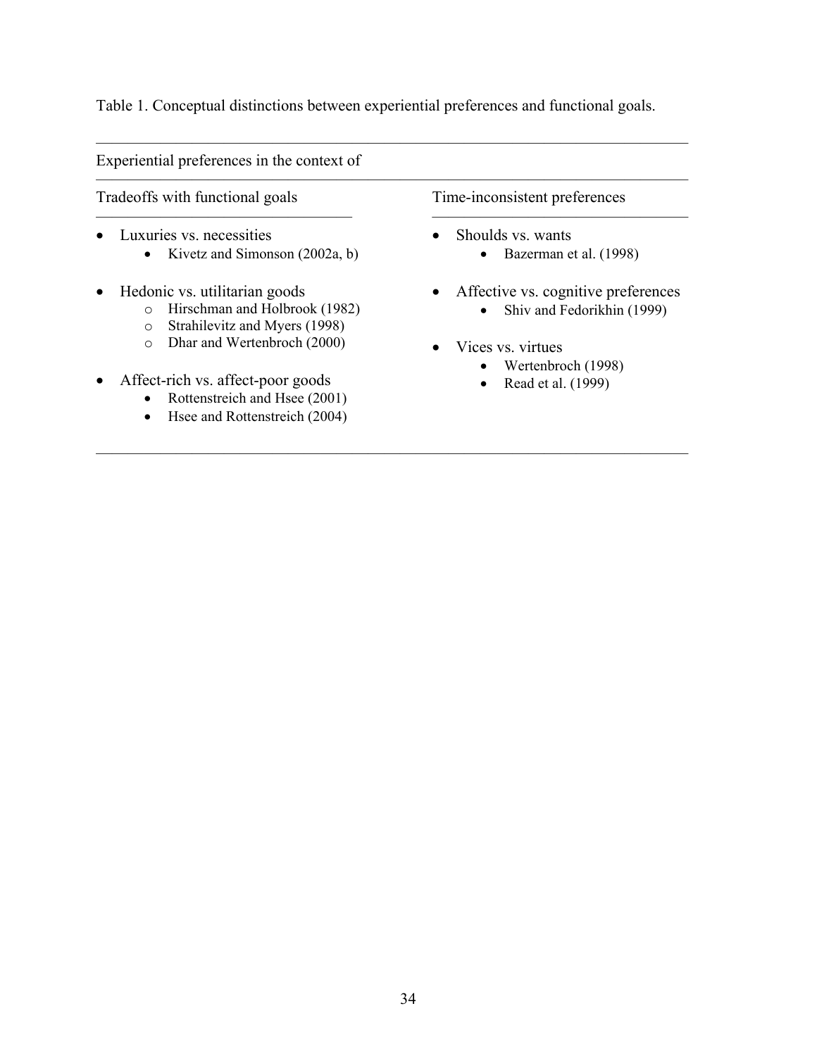Table 1. Conceptual distinctions between experiential preferences and functional goals.

| Experiential preferences in the context of | |
|---|---|
| Tradeoffs with functional goals | Time-inconsistent preferences |
| • Luxuries vs. necessities<br>  • Kivetz and Simonson (2002a, b)<br><br>• Hedonic vs. utilitarian goods<br>  o Hirschman and Holbrook (1982)<br>  o Strahilevitz and Myers (1998)<br>  o Dhar and Wertenbroch (2000)<br><br>• Affect-rich vs. affect-poor goods<br>  • Rottenstreich and Hsee (2001)<br>  • Hsee and Rottenstreich (2004) | • Shoulds vs. wants<br>  • Bazerman et al. (1998)<br><br>• Affective vs. cognitive preferences<br>  • Shiv and Fedorikhin (1999)<br><br>• Vices vs. virtues<br>  • Wertenbroch (1998)<br>  • Read et al. (1999) |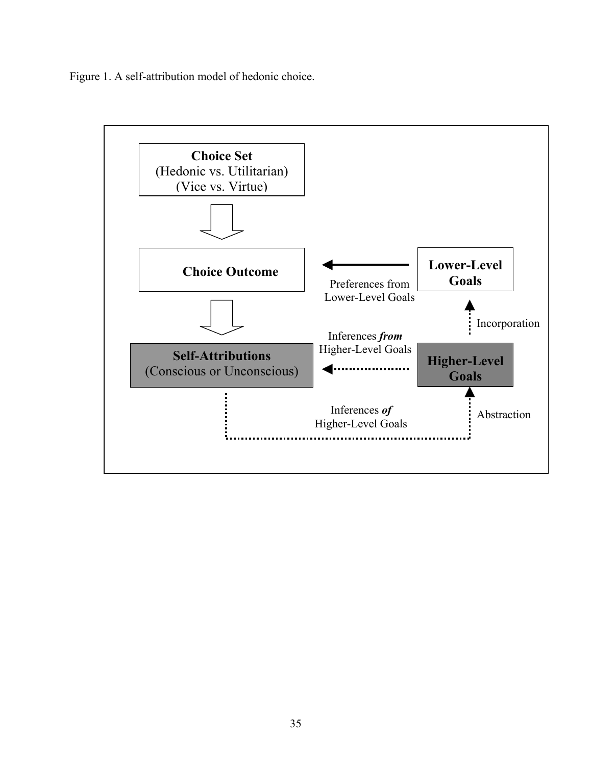Figure 1. A self-attribution model of hedonic choice.

**Choice Set**
(Hedonic vs. Utilitarian)
(Vice vs. Virtue)

**Choice Outcome**

**Lower-Level Goals**

Preferences from Lower-Level Goals

Incorporation

Inferences ***from*** Higher-Level Goals

**Self-Attributions**
(Conscious or Unconscious)

**Higher-Level Goals**

Inferences ***of*** Higher-Level Goals

Abstraction